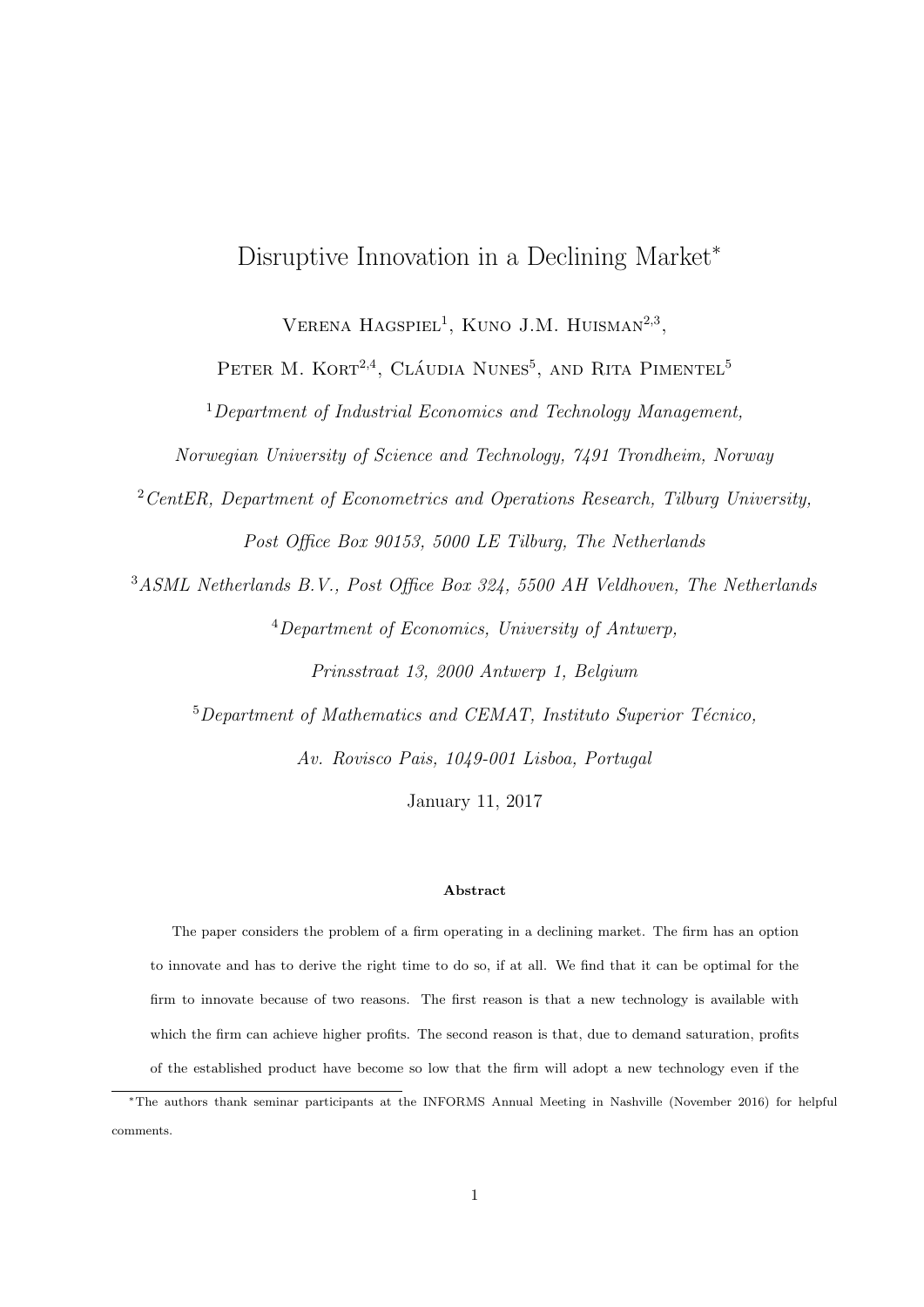# Disruptive Innovation in a Declining Market*

Verena Hagspiel[1], Kuno J.M. Huisman[2,3],

Peter M. Kort[2,4], Cláudia Nunes[5], and Rita Pimentel[5]

[1] *Department of Industrial Economics and Technology Management, Norwegian University of Science and Technology, 7491 Trondheim, Norway*

[2] *CentER, Department of Econometrics and Operations Research, Tilburg University, Post Office Box 90153, 5000 LE Tilburg, The Netherlands*

[3] *ASML Netherlands B.V., Post Office Box 324, 5500 AH Veldhoven, The Netherlands*

[4] *Department of Economics, University of Antwerp, Prinsstraat 13, 2000 Antwerp 1, Belgium*

[5] *Department of Mathematics and CEMAT, Instituto Superior Técnico, Av. Rovisco Pais, 1049-001 Lisboa, Portugal*

January 11, 2017

#### Abstract

The paper considers the problem of a firm operating in a declining market. The firm has an option to innovate and has to derive the right time to do so, if at all. We find that it can be optimal for the firm to innovate because of two reasons. The first reason is that a new technology is available with which the firm can achieve higher profits. The second reason is that, due to demand saturation, profits of the established product have become so low that the firm will adopt a new technology even if the

---

*The authors thank seminar participants at the INFORMS Annual Meeting in Nashville (November 2016) for helpful comments.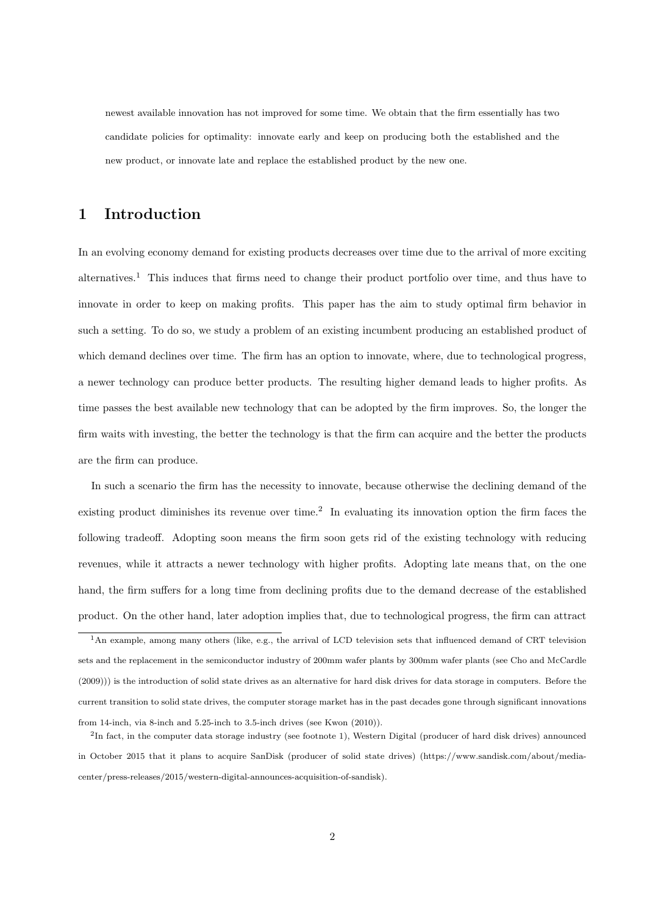newest available innovation has not improved for some time. We obtain that the firm essentially has two candidate policies for optimality: innovate early and keep on producing both the established and the new product, or innovate late and replace the established product by the new one.

# 1 Introduction

In an evolving economy demand for existing products decreases over time due to the arrival of more exciting alternatives.[1] This induces that firms need to change their product portfolio over time, and thus have to innovate in order to keep on making profits. This paper has the aim to study optimal firm behavior in such a setting. To do so, we study a problem of an existing incumbent producing an established product of which demand declines over time. The firm has an option to innovate, where, due to technological progress, a newer technology can produce better products. The resulting higher demand leads to higher profits. As time passes the best available new technology that can be adopted by the firm improves. So, the longer the firm waits with investing, the better the technology is that the firm can acquire and the better the products are the firm can produce.

In such a scenario the firm has the necessity to innovate, because otherwise the declining demand of the existing product diminishes its revenue over time.[2] In evaluating its innovation option the firm faces the following tradeoff. Adopting soon means the firm soon gets rid of the existing technology with reducing revenues, while it attracts a newer technology with higher profits. Adopting late means that, on the one hand, the firm suffers for a long time from declining profits due to the demand decrease of the established product. On the other hand, later adoption implies that, due to technological progress, the firm can attract

[1] An example, among many others (like, e.g., the arrival of LCD television sets that influenced demand of CRT television sets and the replacement in the semiconductor industry of 200mm wafer plants by 300mm wafer plants (see Cho and McCardle (2009))) is the introduction of solid state drives as an alternative for hard disk drives for data storage in computers. Before the current transition to solid state drives, the computer storage market has in the past decades gone through significant innovations from 14-inch, via 8-inch and 5.25-inch to 3.5-inch drives (see Kwon (2010)).

[2] In fact, in the computer data storage industry (see footnote 1), Western Digital (producer of hard disk drives) announced in October 2015 that it plans to acquire SanDisk (producer of solid state drives) (https://www.sandisk.com/about/media-center/press-releases/2015/western-digital-announces-acquisition-of-sandisk).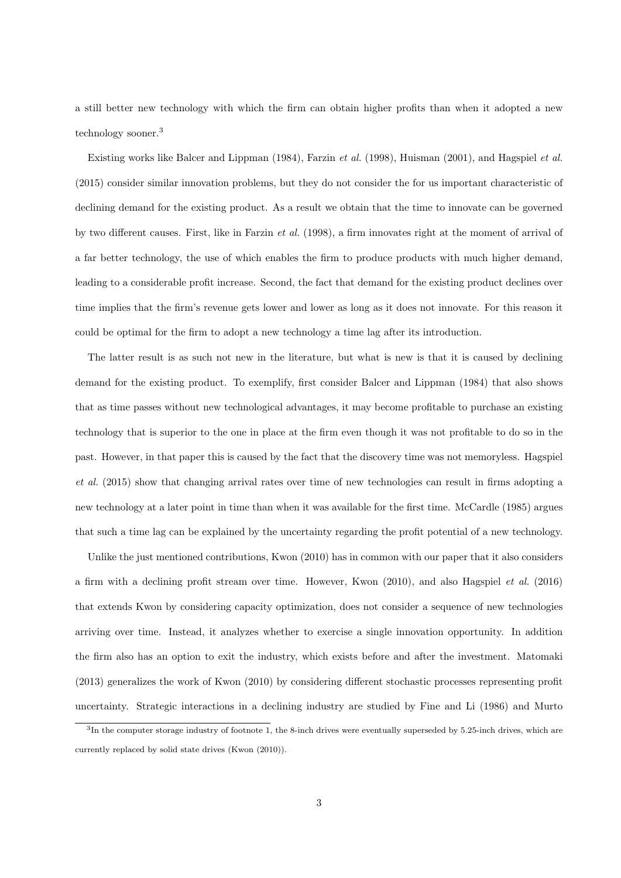a still better new technology with which the firm can obtain higher profits than when it adopted a new technology sooner.[3]

Existing works like Balcer and Lippman (1984), Farzin *et al.* (1998), Huisman (2001), and Hagspiel *et al.* (2015) consider similar innovation problems, but they do not consider the for us important characteristic of declining demand for the existing product. As a result we obtain that the time to innovate can be governed by two different causes. First, like in Farzin *et al.* (1998), a firm innovates right at the moment of arrival of a far better technology, the use of which enables the firm to produce products with much higher demand, leading to a considerable profit increase. Second, the fact that demand for the existing product declines over time implies that the firm's revenue gets lower and lower as long as it does not innovate. For this reason it could be optimal for the firm to adopt a new technology a time lag after its introduction.

The latter result is as such not new in the literature, but what is new is that it is caused by declining demand for the existing product. To exemplify, first consider Balcer and Lippman (1984) that also shows that as time passes without new technological advantages, it may become profitable to purchase an existing technology that is superior to the one in place at the firm even though it was not profitable to do so in the past. However, in that paper this is caused by the fact that the discovery time was not memoryless. Hagspiel *et al.* (2015) show that changing arrival rates over time of new technologies can result in firms adopting a new technology at a later point in time than when it was available for the first time. McCardle (1985) argues that such a time lag can be explained by the uncertainty regarding the profit potential of a new technology.

Unlike the just mentioned contributions, Kwon (2010) has in common with our paper that it also considers a firm with a declining profit stream over time. However, Kwon (2010), and also Hagspiel *et al.* (2016) that extends Kwon by considering capacity optimization, does not consider a sequence of new technologies arriving over time. Instead, it analyzes whether to exercise a single innovation opportunity. In addition the firm also has an option to exit the industry, which exists before and after the investment. Matomaki (2013) generalizes the work of Kwon (2010) by considering different stochastic processes representing profit uncertainty. Strategic interactions in a declining industry are studied by Fine and Li (1986) and Murto

[3] In the computer storage industry of footnote 1, the 8-inch drives were eventually superseded by 5.25-inch drives, which are currently replaced by solid state drives (Kwon (2010)).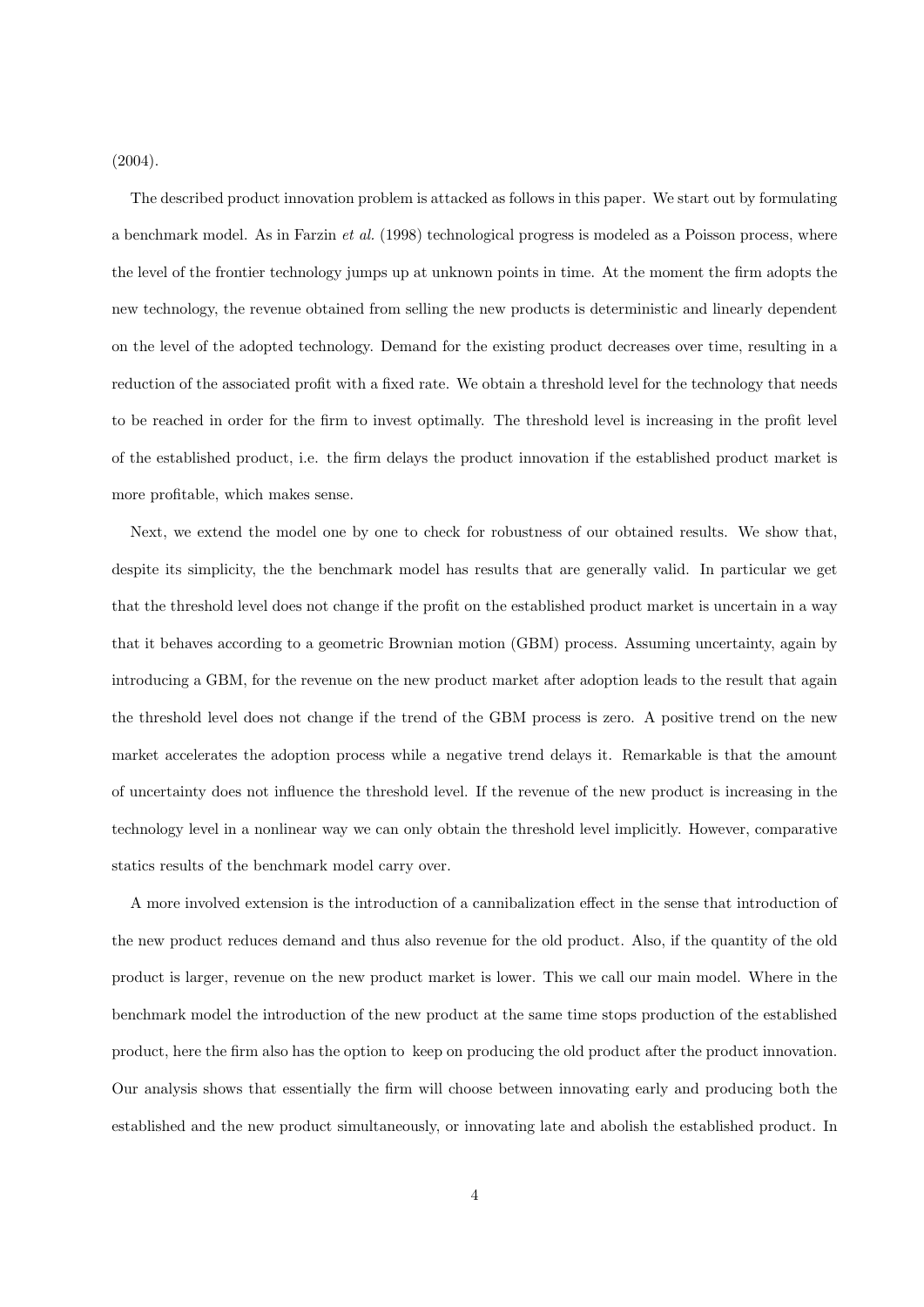(2004).

The described product innovation problem is attacked as follows in this paper. We start out by formulating a benchmark model. As in Farzin *et al.* (1998) technological progress is modeled as a Poisson process, where the level of the frontier technology jumps up at unknown points in time. At the moment the firm adopts the new technology, the revenue obtained from selling the new products is deterministic and linearly dependent on the level of the adopted technology. Demand for the existing product decreases over time, resulting in a reduction of the associated profit with a fixed rate. We obtain a threshold level for the technology that needs to be reached in order for the firm to invest optimally. The threshold level is increasing in the profit level of the established product, i.e. the firm delays the product innovation if the established product market is more profitable, which makes sense.

Next, we extend the model one by one to check for robustness of our obtained results. We show that, despite its simplicity, the the benchmark model has results that are generally valid. In particular we get that the threshold level does not change if the profit on the established product market is uncertain in a way that it behaves according to a geometric Brownian motion (GBM) process. Assuming uncertainty, again by introducing a GBM, for the revenue on the new product market after adoption leads to the result that again the threshold level does not change if the trend of the GBM process is zero. A positive trend on the new market accelerates the adoption process while a negative trend delays it. Remarkable is that the amount of uncertainty does not influence the threshold level. If the revenue of the new product is increasing in the technology level in a nonlinear way we can only obtain the threshold level implicitly. However, comparative statics results of the benchmark model carry over.

A more involved extension is the introduction of a cannibalization effect in the sense that introduction of the new product reduces demand and thus also revenue for the old product. Also, if the quantity of the old product is larger, revenue on the new product market is lower. This we call our main model. Where in the benchmark model the introduction of the new product at the same time stops production of the established product, here the firm also has the option to keep on producing the old product after the product innovation. Our analysis shows that essentially the firm will choose between innovating early and producing both the established and the new product simultaneously, or innovating late and abolish the established product. In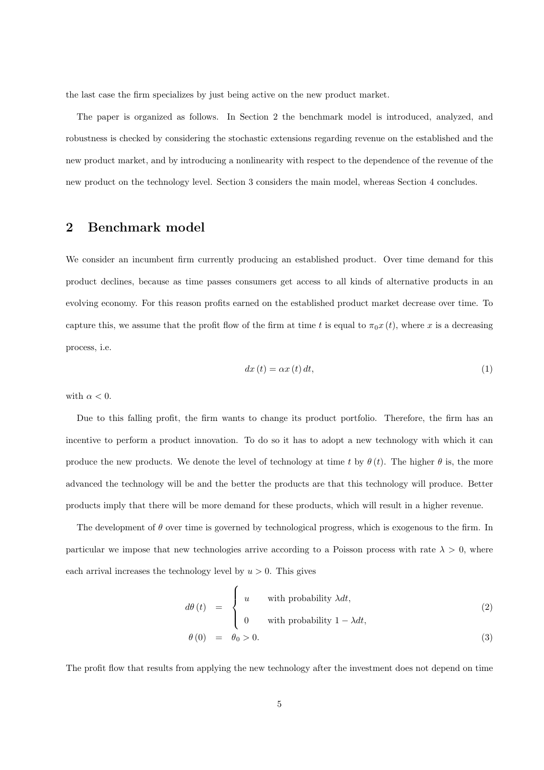the last case the firm specializes by just being active on the new product market.

The paper is organized as follows. In Section 2 the benchmark model is introduced, analyzed, and robustness is checked by considering the stochastic extensions regarding revenue on the established and the new product market, and by introducing a nonlinearity with respect to the dependence of the revenue of the new product on the technology level. Section 3 considers the main model, whereas Section 4 concludes.

## 2 Benchmark model

We consider an incumbent firm currently producing an established product. Over time demand for this product declines, because as time passes consumers get access to all kinds of alternative products in an evolving economy. For this reason profits earned on the established product market decrease over time. To capture this, we assume that the profit flow of the firm at time $t$ is equal to $\pi_0 x(t)$, where $x$ is a decreasing process, i.e.

$$dx(t) = \alpha x(t)\,dt, \tag{1}$$

with $\alpha < 0$.

Due to this falling profit, the firm wants to change its product portfolio. Therefore, the firm has an incentive to perform a product innovation. To do so it has to adopt a new technology with which it can produce the new products. We denote the level of technology at time $t$ by $\theta(t)$. The higher $\theta$ is, the more advanced the technology will be and the better the products are that this technology will produce. Better products imply that there will be more demand for these products, which will result in a higher revenue.

The development of $\theta$ over time is governed by technological progress, which is exogenous to the firm. In particular we impose that new technologies arrive according to a Poisson process with rate $\lambda > 0$, where each arrival increases the technology level by $u > 0$. This gives

$$d\theta(t) = \begin{cases} u & \text{with probability } \lambda dt, \\ 0 & \text{with probability } 1 - \lambda dt, \end{cases} \tag{2}$$

$$\theta(0) = \theta_0 > 0. \tag{3}$$

The profit flow that results from applying the new technology after the investment does not depend on time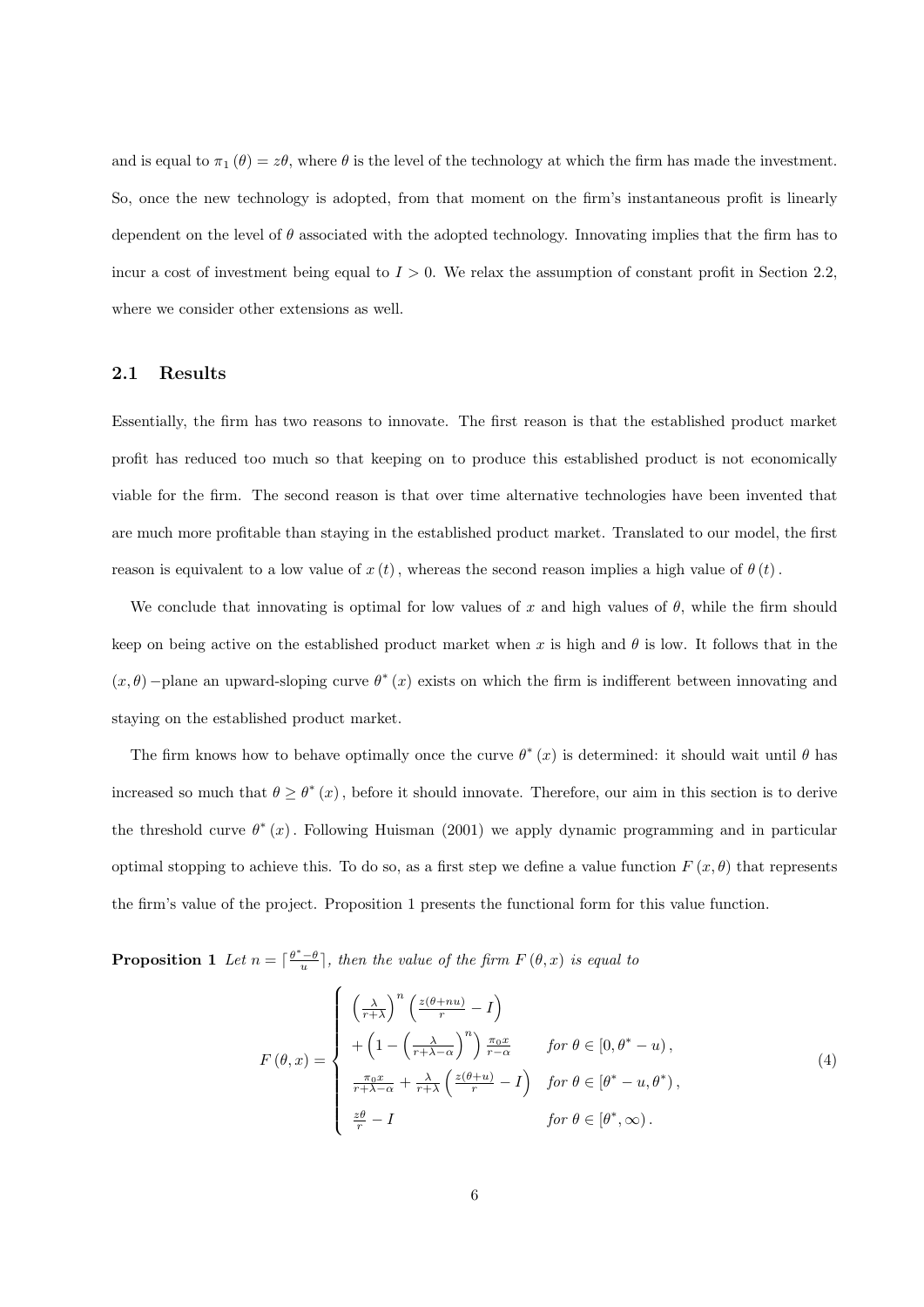and is equal to $\pi_1(\theta) = z\theta$, where $\theta$ is the level of the technology at which the firm has made the investment. So, once the new technology is adopted, from that moment on the firm's instantaneous profit is linearly dependent on the level of $\theta$ associated with the adopted technology. Innovating implies that the firm has to incur a cost of investment being equal to $I > 0$. We relax the assumption of constant profit in Section 2.2, where we consider other extensions as well.

## 2.1 Results

Essentially, the firm has two reasons to innovate. The first reason is that the established product market profit has reduced too much so that keeping on to produce this established product is not economically viable for the firm. The second reason is that over time alternative technologies have been invented that are much more profitable than staying in the established product market. Translated to our model, the first reason is equivalent to a low value of $x(t)$, whereas the second reason implies a high value of $\theta(t)$.

We conclude that innovating is optimal for low values of $x$ and high values of $\theta$, while the firm should keep on being active on the established product market when $x$ is high and $\theta$ is low. It follows that in the $(x, \theta)$−plane an upward-sloping curve $\theta^*(x)$ exists on which the firm is indifferent between innovating and staying on the established product market.

The firm knows how to behave optimally once the curve $\theta^*(x)$ is determined: it should wait until $\theta$ has increased so much that $\theta \geq \theta^*(x)$, before it should innovate. Therefore, our aim in this section is to derive the threshold curve $\theta^*(x)$. Following Huisman (2001) we apply dynamic programming and in particular optimal stopping to achieve this. To do so, as a first step we define a value function $F(x, \theta)$ that represents the firm's value of the project. Proposition 1 presents the functional form for this value function.

**Proposition 1** *Let $n = \lceil \frac{\theta^* - \theta}{u} \rceil$, then the value of the firm $F(\theta, x)$ is equal to*

$$F(\theta, x) = \begin{cases} \left(\frac{\lambda}{r+\lambda}\right)^n \left(\frac{z(\theta+nu)}{r} - I\right) & \\ + \left(1 - \left(\frac{\lambda}{r+\lambda-\alpha}\right)^n\right) \frac{\pi_0 x}{r-\alpha} & \text{for } \theta \in [0, \theta^* - u), \\ \frac{\pi_0 x}{r+\lambda-\alpha} + \frac{\lambda}{r+\lambda}\left(\frac{z(\theta+u)}{r} - I\right) & \text{for } \theta \in [\theta^* - u, \theta^*), \\ \frac{z\theta}{r} - I & \text{for } \theta \in [\theta^*, \infty). \end{cases} \tag{4}$$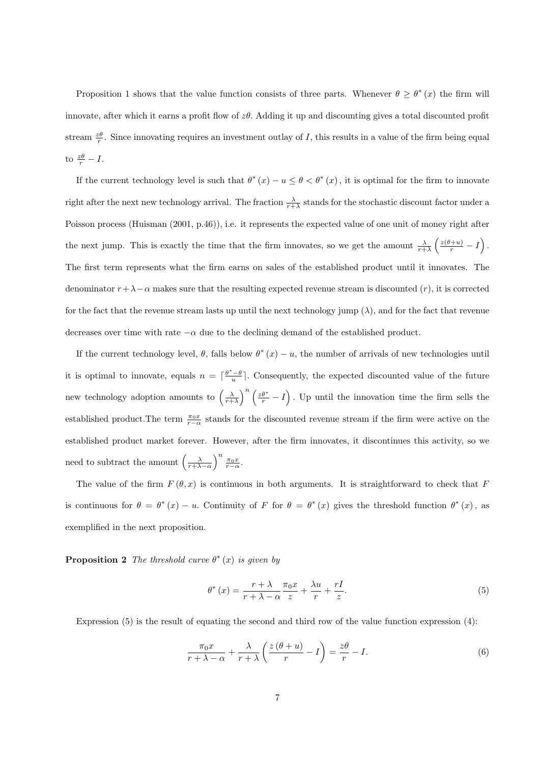Proposition 1 shows that the value function consists of three parts. Whenever $\theta \geq \theta^*(x)$ the firm will innovate, after which it earns a profit flow of $z\theta$. Adding it up and discounting gives a total discounted profit stream $\frac{z\theta}{r}$. Since innovating requires an investment outlay of $I$, this results in a value of the firm being equal to $\frac{z\theta}{r} - I$.

If the current technology level is such that $\theta^*(x) - u \leq \theta < \theta^*(x)$, it is optimal for the firm to innovate right after the next new technology arrival. The fraction $\frac{\lambda}{r+\lambda}$ stands for the stochastic discount factor under a Poisson process (Huisman (2001, p.46)), i.e. it represents the expected value of one unit of money right after the next jump. This is exactly the time that the firm innovates, so we get the amount $\frac{\lambda}{r+\lambda}\left(\frac{z(\theta+u)}{r} - I\right)$. The first term represents what the firm earns on sales of the established product until it innovates. The denominator $r+\lambda-\alpha$ makes sure that the resulting expected revenue stream is discounted ($r$), it is corrected for the fact that the revenue stream lasts up until the next technology jump ($\lambda$), and for the fact that revenue decreases over time with rate $-\alpha$ due to the declining demand of the established product.

If the current technology level, $\theta$, falls below $\theta^*(x) - u$, the number of arrivals of new technologies until it is optimal to innovate, equals $n = \lceil \frac{\theta^* - \theta}{u} \rceil$. Consequently, the expected discounted value of the future new technology adoption amounts to $\left(\frac{\lambda}{r+\lambda}\right)^n \left(\frac{z\theta^*}{r} - I\right)$. Up until the innovation time the firm sells the established product.The term $\frac{\pi_0 x}{r-\alpha}$ stands for the discounted revenue stream if the firm were active on the established product market forever. However, after the firm innovates, it discontinues this activity, so we need to subtract the amount $\left(\frac{\lambda}{r+\lambda-\alpha}\right)^n \frac{\pi_0 x}{r-\alpha}$.

The value of the firm $F(\theta, x)$ is continuous in both arguments. It is straightforward to check that $F$ is continuous for $\theta = \theta^*(x) - u$. Continuity of $F$ for $\theta = \theta^*(x)$ gives the threshold function $\theta^*(x)$, as exemplified in the next proposition.

**Proposition 2** *The threshold curve $\theta^*(x)$ is given by*

$$\theta^*(x) = \frac{r+\lambda}{r+\lambda-\alpha}\frac{\pi_0 x}{z} + \frac{\lambda u}{r} + \frac{rI}{z}. \tag{5}$$

Expression (5) is the result of equating the second and third row of the value function expression (4):

$$\frac{\pi_0 x}{r+\lambda-\alpha} + \frac{\lambda}{r+\lambda}\left(\frac{z(\theta+u)}{r} - I\right) = \frac{z\theta}{r} - I. \tag{6}$$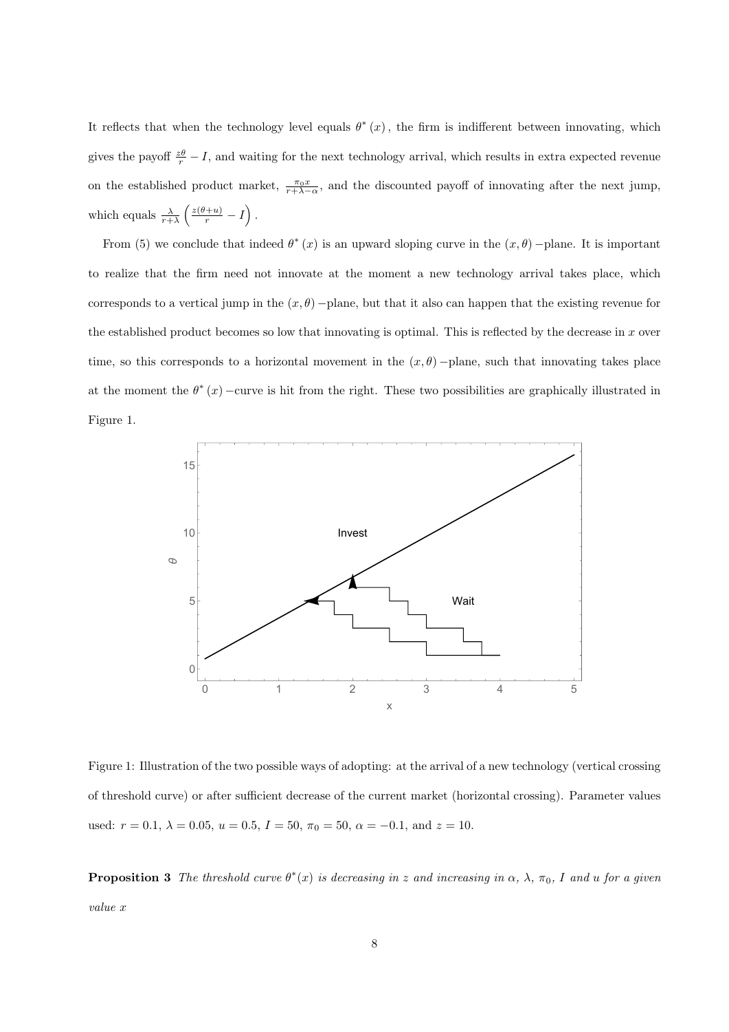It reflects that when the technology level equals $\theta^*(x)$, the firm is indifferent between innovating, which gives the payoff $\frac{z\theta}{r} - I$, and waiting for the next technology arrival, which results in extra expected revenue on the established product market, $\frac{\pi_0 x}{r+\lambda-\alpha}$, and the discounted payoff of innovating after the next jump, which equals $\frac{\lambda}{r+\lambda}\left(\frac{z(\theta+u)}{r} - I\right)$.

From (5) we conclude that indeed $\theta^*(x)$ is an upward sloping curve in the $(x,\theta)$ −plane. It is important to realize that the firm need not innovate at the moment a new technology arrival takes place, which corresponds to a vertical jump in the $(x,\theta)$ −plane, but that it also can happen that the existing revenue for the established product becomes so low that innovating is optimal. This is reflected by the decrease in $x$ over time, so this corresponds to a horizontal movement in the $(x,\theta)$ −plane, such that innovating takes place at the moment the $\theta^*(x)$ −curve is hit from the right. These two possibilities are graphically illustrated in Figure 1.

Figure 1: Illustration of the two possible ways of adopting: at the arrival of a new technology (vertical crossing of threshold curve) or after sufficient decrease of the current market (horizontal crossing). Parameter values used: $r = 0.1$, $\lambda = 0.05$, $u = 0.5$, $I = 50$, $\pi_0 = 50$, $\alpha = -0.1$, and $z = 10$.

**Proposition 3** *The threshold curve $\theta^*(x)$ is decreasing in $z$ and increasing in $\alpha$, $\lambda$, $\pi_0$, $I$ and $u$ for a given value $x$*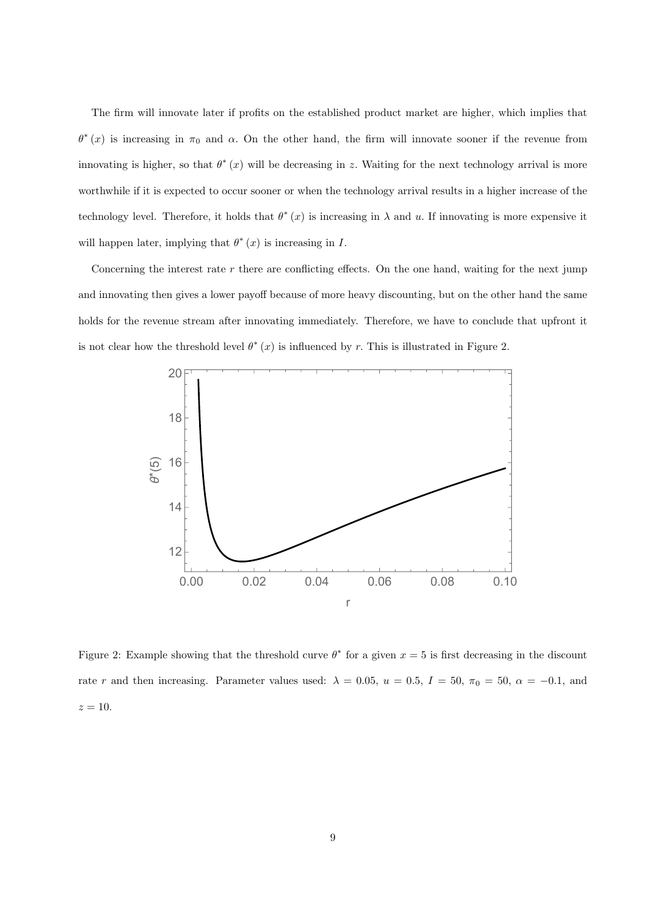The firm will innovate later if profits on the established product market are higher, which implies that $\theta^*(x)$ is increasing in $\pi_0$ and $\alpha$. On the other hand, the firm will innovate sooner if the revenue from innovating is higher, so that $\theta^*(x)$ will be decreasing in $z$. Waiting for the next technology arrival is more worthwhile if it is expected to occur sooner or when the technology arrival results in a higher increase of the technology level. Therefore, it holds that $\theta^*(x)$ is increasing in $\lambda$ and $u$. If innovating is more expensive it will happen later, implying that $\theta^*(x)$ is increasing in $I$.

Concerning the interest rate $r$ there are conflicting effects. On the one hand, waiting for the next jump and innovating then gives a lower payoff because of more heavy discounting, but on the other hand the same holds for the revenue stream after innovating immediately. Therefore, we have to conclude that upfront it is not clear how the threshold level $\theta^*(x)$ is influenced by $r$. This is illustrated in Figure 2.

Figure 2: Example showing that the threshold curve $\theta^*$ for a given $x = 5$ is first decreasing in the discount rate $r$ and then increasing. Parameter values used: $\lambda = 0.05$, $u = 0.5$, $I = 50$, $\pi_0 = 50$, $\alpha = -0.1$, and $z = 10$.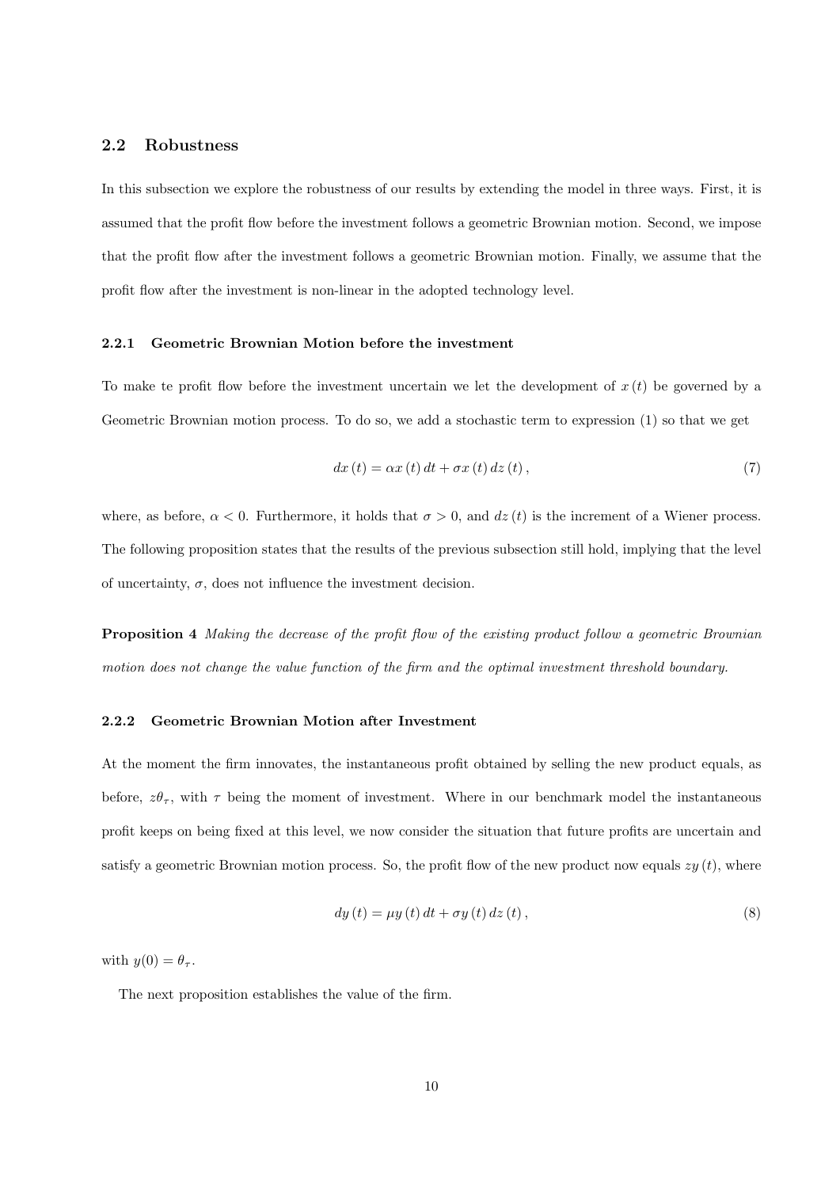## 2.2 Robustness

In this subsection we explore the robustness of our results by extending the model in three ways. First, it is assumed that the profit flow before the investment follows a geometric Brownian motion. Second, we impose that the profit flow after the investment follows a geometric Brownian motion. Finally, we assume that the profit flow after the investment is non-linear in the adopted technology level.

### 2.2.1 Geometric Brownian Motion before the investment

To make te profit flow before the investment uncertain we let the development of $x(t)$ be governed by a Geometric Brownian motion process. To do so, we add a stochastic term to expression (1) so that we get

$$dx(t) = \alpha x(t)\,dt + \sigma x(t)\,dz(t), \tag{7}$$

where, as before, $\alpha < 0$. Furthermore, it holds that $\sigma > 0$, and $dz(t)$ is the increment of a Wiener process. The following proposition states that the results of the previous subsection still hold, implying that the level of uncertainty, $\sigma$, does not influence the investment decision.

**Proposition 4** *Making the decrease of the profit flow of the existing product follow a geometric Brownian motion does not change the value function of the firm and the optimal investment threshold boundary.*

### 2.2.2 Geometric Brownian Motion after Investment

At the moment the firm innovates, the instantaneous profit obtained by selling the new product equals, as before, $z\theta_\tau$, with $\tau$ being the moment of investment. Where in our benchmark model the instantaneous profit keeps on being fixed at this level, we now consider the situation that future profits are uncertain and satisfy a geometric Brownian motion process. So, the profit flow of the new product now equals $zy(t)$, where

$$dy(t) = \mu y(t)\,dt + \sigma y(t)\,dz(t), \tag{8}$$

with $y(0) = \theta_\tau$.

The next proposition establishes the value of the firm.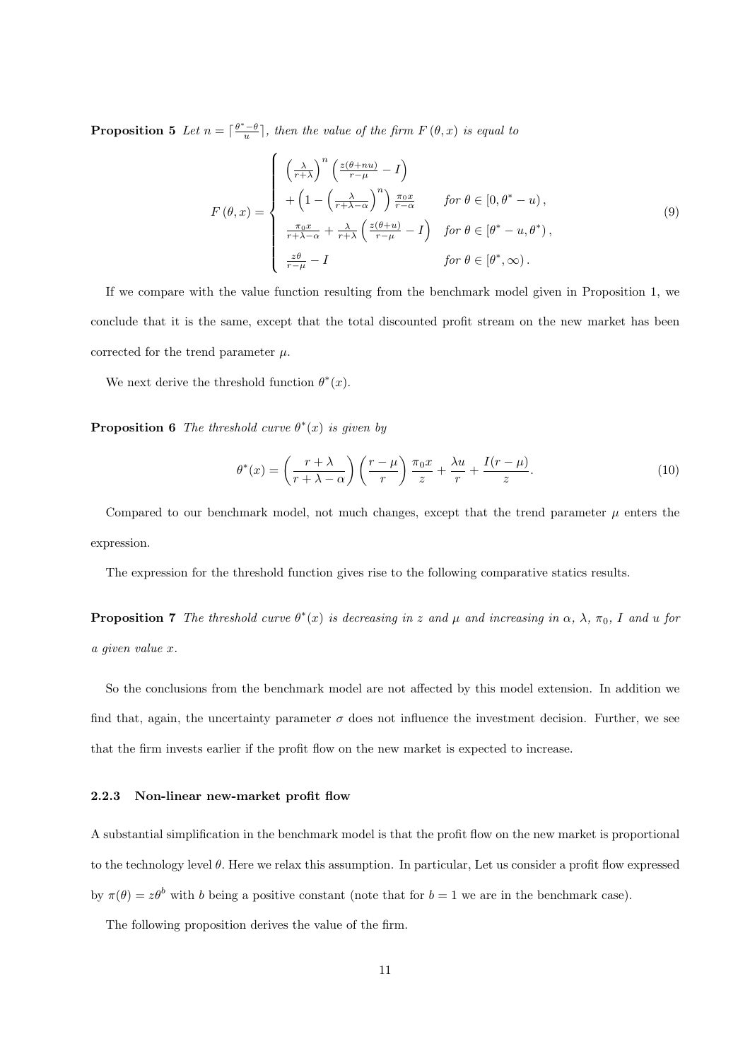**Proposition 5** *Let $n = \lceil \frac{\theta^* - \theta}{u} \rceil$, then the value of the firm $F(\theta, x)$ is equal to*

$$
F(\theta, x) = \begin{cases} \left(\frac{\lambda}{r+\lambda}\right)^n \left(\frac{z(\theta+nu)}{r-\mu} - I\right) & \\ + \left(1 - \left(\frac{\lambda}{r+\lambda-\alpha}\right)^n\right) \frac{\pi_0 x}{r-\alpha} & \text{for } \theta \in [0, \theta^* - u), \\ \frac{\pi_0 x}{r+\lambda-\alpha} + \frac{\lambda}{r+\lambda}\left(\frac{z(\theta+u)}{r-\mu} - I\right) & \text{for } \theta \in [\theta^* - u, \theta^*), \\ \frac{z\theta}{r-\mu} - I & \text{for } \theta \in [\theta^*, \infty). \end{cases} \tag{9}
$$

If we compare with the value function resulting from the benchmark model given in Proposition 1, we conclude that it is the same, except that the total discounted profit stream on the new market has been corrected for the trend parameter $\mu$.

We next derive the threshold function $\theta^*(x)$.

**Proposition 6** *The threshold curve $\theta^*(x)$ is given by*

$$
\theta^*(x) = \left(\frac{r+\lambda}{r+\lambda-\alpha}\right)\left(\frac{r-\mu}{r}\right)\frac{\pi_0 x}{z} + \frac{\lambda u}{r} + \frac{I(r-\mu)}{z}. \tag{10}
$$

Compared to our benchmark model, not much changes, except that the trend parameter $\mu$ enters the expression.

The expression for the threshold function gives rise to the following comparative statics results.

**Proposition 7** *The threshold curve $\theta^*(x)$ is decreasing in $z$ and $\mu$ and increasing in $\alpha$, $\lambda$, $\pi_0$, $I$ and $u$ for a given value $x$.*

So the conclusions from the benchmark model are not affected by this model extension. In addition we find that, again, the uncertainty parameter $\sigma$ does not influence the investment decision. Further, we see that the firm invests earlier if the profit flow on the new market is expected to increase.

#### 2.2.3 Non-linear new-market profit flow

A substantial simplification in the benchmark model is that the profit flow on the new market is proportional to the technology level $\theta$. Here we relax this assumption. In particular, Let us consider a profit flow expressed by $\pi(\theta) = z\theta^b$ with $b$ being a positive constant (note that for $b = 1$ we are in the benchmark case).

The following proposition derives the value of the firm.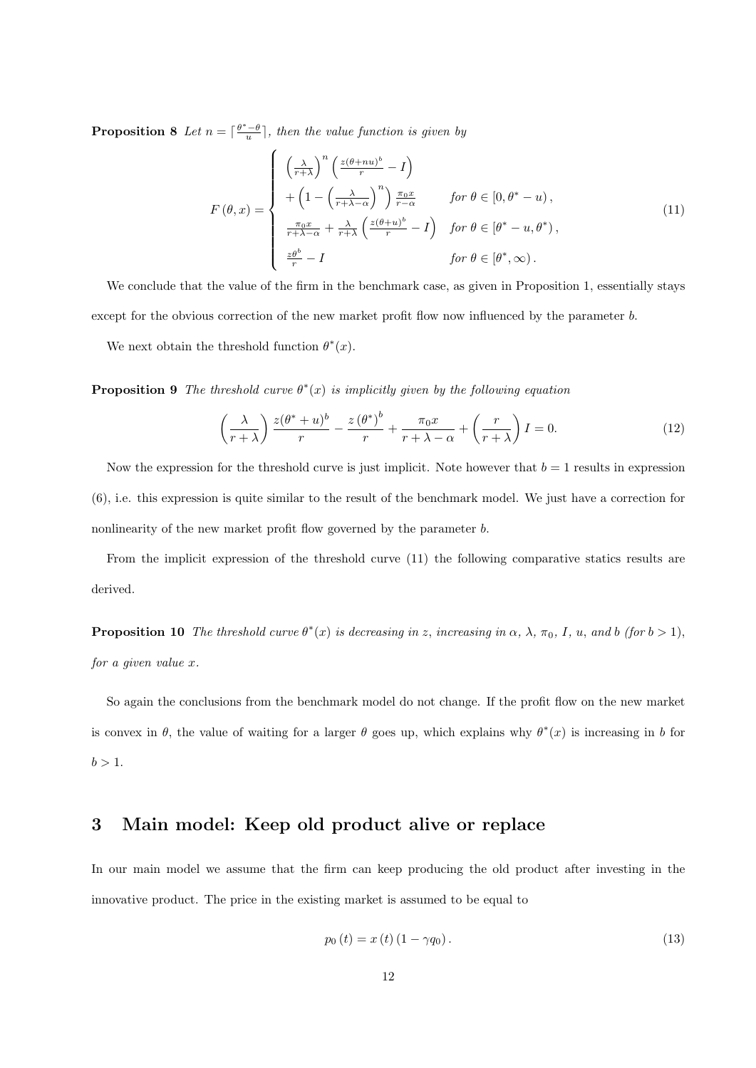**Proposition 8** *Let $n = \lceil \frac{\theta^* - \theta}{u} \rceil$, then the value function is given by*

$$
F(\theta, x) = \begin{cases} \left(\frac{\lambda}{r+\lambda}\right)^n \left(\frac{z(\theta+nu)^b}{r} - I\right) & \\ + \left(1 - \left(\frac{\lambda}{r+\lambda-\alpha}\right)^n\right) \frac{\pi_0 x}{r-\alpha} & \text{for } \theta \in [0, \theta^* - u), \\ \frac{\pi_0 x}{r+\lambda-\alpha} + \frac{\lambda}{r+\lambda}\left(\frac{z(\theta+u)^b}{r} - I\right) & \text{for } \theta \in [\theta^* - u, \theta^*), \\ \frac{z\theta^b}{r} - I & \text{for } \theta \in [\theta^*, \infty). \end{cases} \tag{11}
$$

We conclude that the value of the firm in the benchmark case, as given in Proposition 1, essentially stays except for the obvious correction of the new market profit flow now influenced by the parameter $b$.

We next obtain the threshold function $\theta^*(x)$.

**Proposition 9** *The threshold curve $\theta^*(x)$ is implicitly given by the following equation*

$$
\left(\frac{\lambda}{r+\lambda}\right) \frac{z(\theta^* + u)^b}{r} - \frac{z(\theta^*)^b}{r} + \frac{\pi_0 x}{r + \lambda - \alpha} + \left(\frac{r}{r+\lambda}\right) I = 0. \tag{12}
$$

Now the expression for the threshold curve is just implicit. Note however that $b = 1$ results in expression (6), i.e. this expression is quite similar to the result of the benchmark model. We just have a correction for nonlinearity of the new market profit flow governed by the parameter $b$.

From the implicit expression of the threshold curve (11) the following comparative statics results are derived.

**Proposition 10** *The threshold curve $\theta^*(x)$ is decreasing in $z$, increasing in $\alpha$, $\lambda$, $\pi_0$, $I$, $u$, and $b$ (for $b > 1$), for a given value $x$.*

So again the conclusions from the benchmark model do not change. If the profit flow on the new market is convex in $\theta$, the value of waiting for a larger $\theta$ goes up, which explains why $\theta^*(x)$ is increasing in $b$ for $b > 1$.

## 3 Main model: Keep old product alive or replace

In our main model we assume that the firm can keep producing the old product after investing in the innovative product. The price in the existing market is assumed to be equal to

$$
p_0(t) = x(t)(1 - \gamma q_0). \tag{13}
$$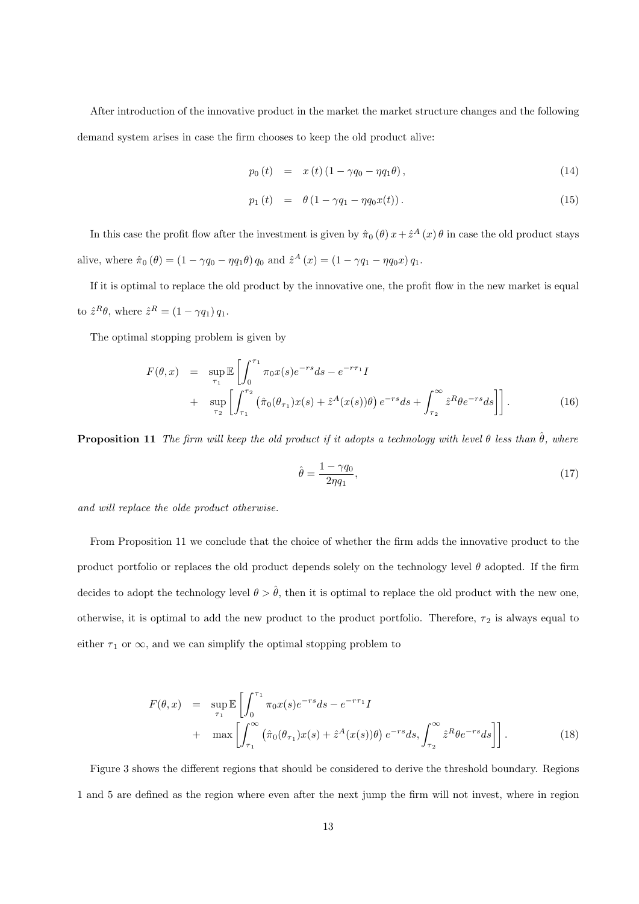After introduction of the innovative product in the market the market structure changes and the following demand system arises in case the firm chooses to keep the old product alive:

$$p_0(t) = x(t)(1 - \gamma q_0 - \eta q_1 \theta), \tag{14}$$

$$p_1(t) = \theta(1 - \gamma q_1 - \eta q_0 x(t)). \tag{15}$$

In this case the profit flow after the investment is given by $\hat{\pi}_0(\theta)x + \hat{z}^A(x)\theta$ in case the old product stays alive, where $\hat{\pi}_0(\theta) = (1 - \gamma q_0 - \eta q_1 \theta) q_0$ and $\hat{z}^A(x) = (1 - \gamma q_1 - \eta q_0 x) q_1$.

If it is optimal to replace the old product by the innovative one, the profit flow in the new market is equal to $\hat{z}^R\theta$, where $\hat{z}^R = (1 - \gamma q_1) q_1$.

The optimal stopping problem is given by

$$\begin{aligned} F(\theta, x) &= \sup_{\tau_1} \mathbb{E}\left[\int_0^{\tau_1} \pi_0 x(s) e^{-rs} ds - e^{-r\tau_1} I \right. \\ &\quad + \left. \sup_{\tau_2} \left[\int_{\tau_1}^{\tau_2} \left(\hat{\pi}_0(\theta_{\tau_1}) x(s) + \hat{z}^A(x(s))\theta\right) e^{-rs} ds + \int_{\tau_2}^{\infty} \hat{z}^R \theta e^{-rs} ds\right]\right]. \end{aligned} \tag{16}$$

**Proposition 11** *The firm will keep the old product if it adopts a technology with level $\theta$ less than $\hat{\theta}$, where*

$$\hat{\theta} = \frac{1 - \gamma q_0}{2\eta q_1}, \tag{17}$$

*and will replace the olde product otherwise.*

From Proposition 11 we conclude that the choice of whether the firm adds the innovative product to the product portfolio or replaces the old product depends solely on the technology level $\theta$ adopted. If the firm decides to adopt the technology level $\theta > \hat{\theta}$, then it is optimal to replace the old product with the new one, otherwise, it is optimal to add the new product to the product portfolio. Therefore, $\tau_2$ is always equal to either $\tau_1$ or $\infty$, and we can simplify the optimal stopping problem to

$$\begin{aligned} F(\theta, x) &= \sup_{\tau_1} \mathbb{E}\left[\int_0^{\tau_1} \pi_0 x(s) e^{-rs} ds - e^{-r\tau_1} I \right. \\ &\quad + \left. \max\left[\int_{\tau_1}^{\infty} \left(\hat{\pi}_0(\theta_{\tau_1}) x(s) + \hat{z}^A(x(s))\theta\right) e^{-rs} ds, \int_{\tau_2}^{\infty} \hat{z}^R \theta e^{-rs} ds\right]\right]. \end{aligned} \tag{18}$$

Figure 3 shows the different regions that should be considered to derive the threshold boundary. Regions 1 and 5 are defined as the region where even after the next jump the firm will not invest, where in region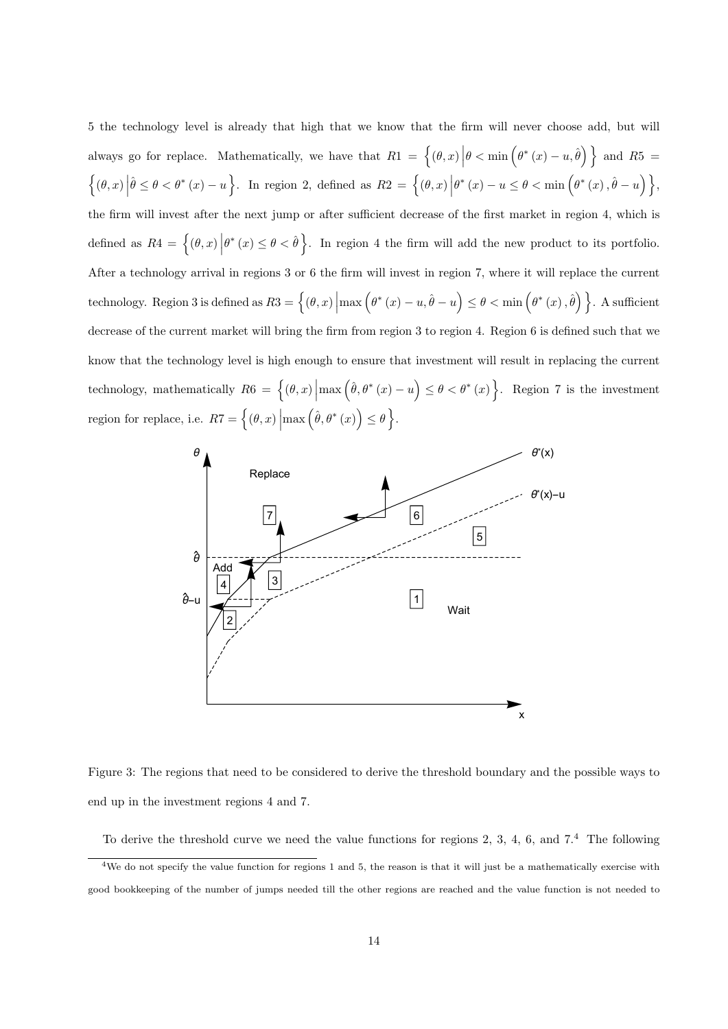5 the technology level is already that high that we know that the firm will never choose add, but will always go for replace. Mathematically, we have that $R1 = \left\{ (\theta, x) \middle| \theta < \min\left(\theta^*(x) - u, \hat{\theta}\right) \right\}$ and $R5 = \left\{ (\theta, x) \middle| \hat{\theta} \leq \theta < \theta^*(x) - u \right\}$. In region 2, defined as $R2 = \left\{ (\theta, x) \middle| \theta^*(x) - u \leq \theta < \min\left(\theta^*(x), \hat{\theta} - u\right) \right\}$, the firm will invest after the next jump or after sufficient decrease of the first market in region 4, which is defined as $R4 = \left\{ (\theta, x) \middle| \theta^*(x) \leq \theta < \hat{\theta} \right\}$. In region 4 the firm will add the new product to its portfolio. After a technology arrival in regions 3 or 6 the firm will invest in region 7, where it will replace the current technology. Region 3 is defined as $R3 = \left\{ (\theta, x) \middle| \max\left(\theta^*(x) - u, \hat{\theta} - u\right) \leq \theta < \min\left(\theta^*(x), \hat{\theta}\right) \right\}$. A sufficient decrease of the current market will bring the firm from region 3 to region 4. Region 6 is defined such that we know that the technology level is high enough to ensure that investment will result in replacing the current technology, mathematically $R6 = \left\{ (\theta, x) \middle| \max\left(\hat{\theta}, \theta^*(x) - u\right) \leq \theta < \theta^*(x) \right\}$. Region 7 is the investment region for replace, i.e. $R7 = \left\{ (\theta, x) \middle| \max\left(\hat{\theta}, \theta^*(x)\right) \leq \theta \right\}$.

Figure 3: The regions that need to be considered to derive the threshold boundary and the possible ways to end up in the investment regions 4 and 7.

To derive the threshold curve we need the value functions for regions 2, 3, 4, 6, and 7.[4] The following

[4] We do not specify the value function for regions 1 and 5, the reason is that it will just be a mathematically exercise with good bookkeeping of the number of jumps needed till the other regions are reached and the value function is not needed to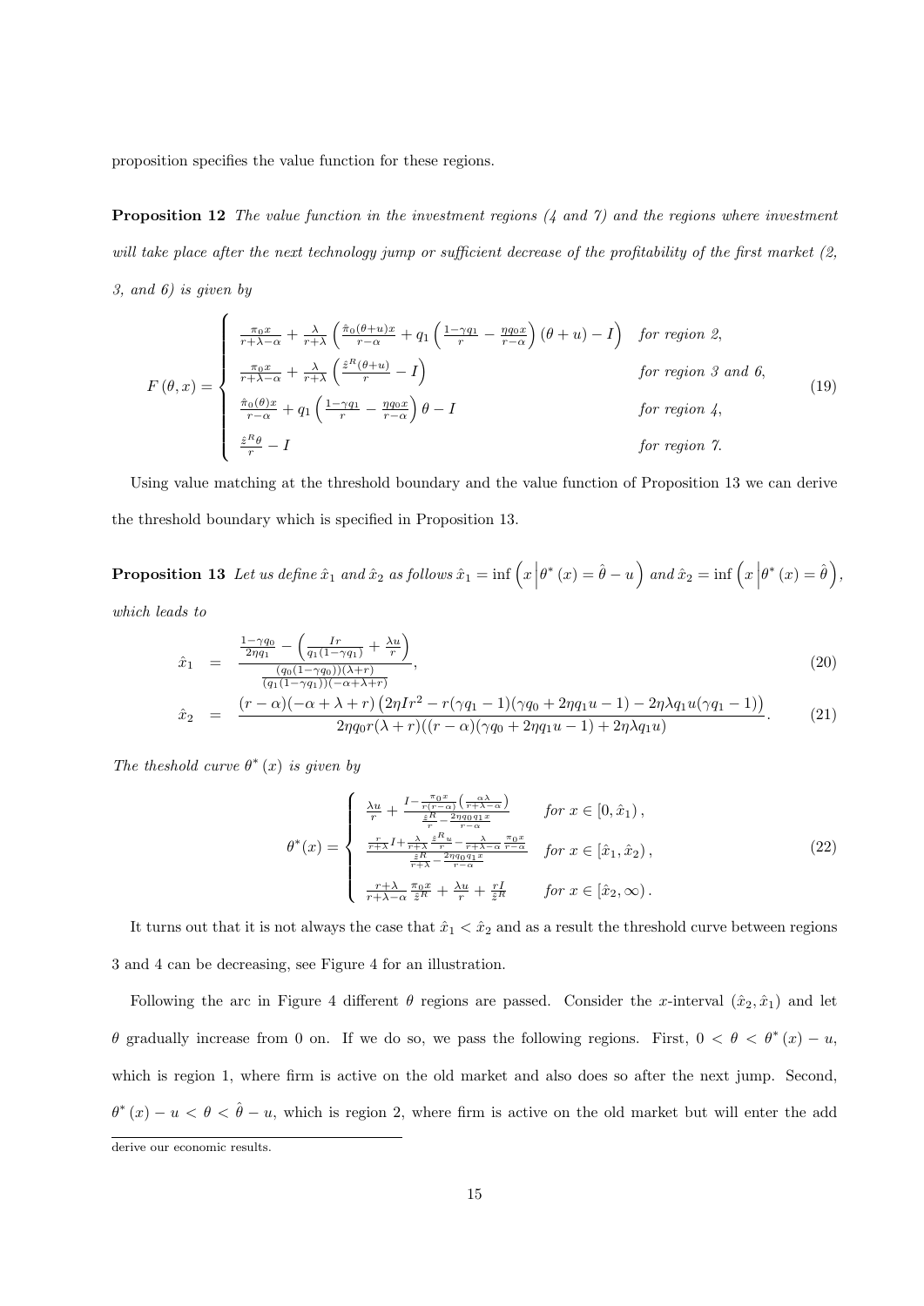proposition specifies the value function for these regions.

**Proposition 12** *The value function in the investment regions (4 and 7) and the regions where investment will take place after the next technology jump or sufficient decrease of the profitability of the first market (2, 3, and 6) is given by*

$$
F(\theta, x) = \begin{cases} \frac{\pi_0 x}{r+\lambda-\alpha} + \frac{\lambda}{r+\lambda}\left(\frac{\hat{\pi}_0(\theta+u)x}{r-\alpha} + q_1\left(\frac{1-\gamma q_1}{r} - \frac{\eta q_0 x}{r-\alpha}\right)(\theta+u) - I\right) & \text{for region 2,} \\ \frac{\pi_0 x}{r+\lambda-\alpha} + \frac{\lambda}{r+\lambda}\left(\frac{\hat{z}^R(\theta+u)}{r} - I\right) & \text{for region 3 and 6,} \\ \frac{\hat{\pi}_0(\theta)x}{r-\alpha} + q_1\left(\frac{1-\gamma q_1}{r} - \frac{\eta q_0 x}{r-\alpha}\right)\theta - I & \text{for region 4,} \\ \frac{\hat{z}^R\theta}{r} - I & \text{for region 7.} \end{cases} \tag{19}
$$

Using value matching at the threshold boundary and the value function of Proposition 13 we can derive the threshold boundary which is specified in Proposition 13.

**Proposition 13** *Let us define $\hat{x}_1$ and $\hat{x}_2$ as follows $\hat{x}_1 = \inf\left(x \,\middle|\, \theta^*(x) = \hat{\theta} - u\right)$ and $\hat{x}_2 = \inf\left(x \,\middle|\, \theta^*(x) = \hat{\theta}\right)$, which leads to*

$$
\hat{x}_1 = \frac{\frac{1-\gamma q_0}{2\eta q_1} - \left(\frac{Ir}{q_1(1-\gamma q_1)} + \frac{\lambda u}{r}\right)}{\frac{(q_0(1-\gamma q_0))(\lambda+r)}{(q_1(1-\gamma q_1))(-\alpha+\lambda+r)}}, \tag{20}
$$

$$
\hat{x}_2 = \frac{(r-\alpha)(-\alpha+\lambda+r)\left(2\eta I r^2 - r(\gamma q_1 - 1)(\gamma q_0 + 2\eta q_1 u - 1) - 2\eta\lambda q_1 u(\gamma q_1 - 1)\right)}{2\eta q_0 r(\lambda+r)((r-\alpha)(\gamma q_0 + 2\eta q_1 u - 1) + 2\eta\lambda q_1 u)}. \tag{21}
$$

*The theshold curve $\theta^*(x)$ is given by*

$$
\theta^*(x) = \begin{cases} \frac{\lambda u}{r} + \frac{I - \frac{\pi_0 x}{r(r-\alpha)}\left(\frac{\alpha\lambda}{r+\lambda-\alpha}\right)}{\frac{\hat{z}^R}{r} - \frac{2\eta q_0 q_1 x}{r-\alpha}} & \text{for } x \in [0, \hat{x}_1), \\ \frac{\frac{r}{r+\lambda}I + \frac{\lambda}{r+\lambda}\frac{\hat{z}^R u}{r} - \frac{\lambda}{r+\lambda-\alpha}\frac{\pi_0 x}{r-\alpha}}{\frac{\hat{z}^R}{r+\lambda} - \frac{2\eta q_0 q_1 x}{r-\alpha}} & \text{for } x \in [\hat{x}_1, \hat{x}_2), \\ \frac{r+\lambda}{r+\lambda-\alpha}\frac{\pi_0 x}{\hat{z}^R} + \frac{\lambda u}{r} + \frac{rI}{\hat{z}^R} & \text{for } x \in [\hat{x}_2, \infty). \end{cases} \tag{22}
$$

It turns out that it is not always the case that $\hat{x}_1 < \hat{x}_2$ and as a result the threshold curve between regions 3 and 4 can be decreasing, see Figure 4 for an illustration.

Following the arc in Figure 4 different $\theta$ regions are passed. Consider the $x$-interval $(\hat{x}_2, \hat{x}_1)$ and let $\theta$ gradually increase from 0 on. If we do so, we pass the following regions. First, $0 < \theta < \theta^*(x) - u$, which is region 1, where firm is active on the old market and also does so after the next jump. Second, $\theta^*(x) - u < \theta < \hat{\theta} - u$, which is region 2, where firm is active on the old market but will enter the add

derive our economic results.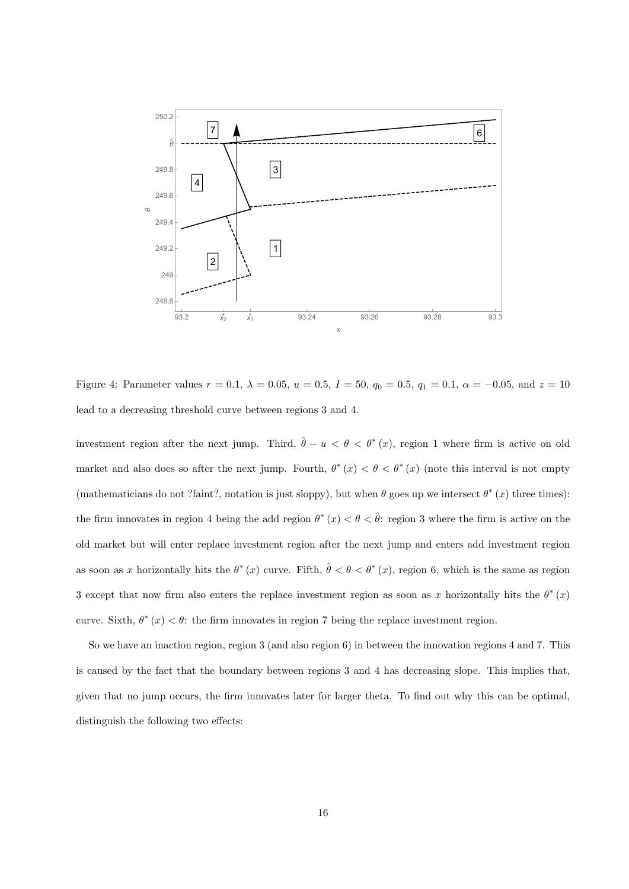Figure 4: Parameter values $r = 0.1$, $\lambda = 0.05$, $u = 0.5$, $I = 50$, $q_0 = 0.5$, $q_1 = 0.1$, $\alpha = -0.05$, and $z = 10$ lead to a decreasing threshold curve between regions 3 and 4.

investment region after the next jump. Third, $\hat{\theta} - u < \theta < \theta^* (x)$, region 1 where firm is active on old market and also does so after the next jump. Fourth, $\theta^* (x) < \theta < \theta^* (x)$ (note this interval is not empty (mathematicians do not ?faint?, notation is just sloppy), but when $\theta$ goes up we intersect $\theta^* (x)$ three times): the firm innovates in region 4 being the add region $\theta^* (x) < \theta < \hat{\theta}$: region 3 where the firm is active on the old market but will enter replace investment region after the next jump and enters add investment region as soon as $x$ horizontally hits the $\theta^* (x)$ curve. Fifth, $\hat{\theta} < \theta < \theta^* (x)$, region 6, which is the same as region 3 except that now firm also enters the replace investment region as soon as $x$ horizontally hits the $\theta^* (x)$ curve. Sixth, $\theta^* (x) < \theta$: the firm innovates in region 7 being the replace investment region.

So we have an inaction region, region 3 (and also region 6) in between the innovation regions 4 and 7. This is caused by the fact that the boundary between regions 3 and 4 has decreasing slope. This implies that, given that no jump occurs, the firm innovates later for larger theta. To find out why this can be optimal, distinguish the following two effects: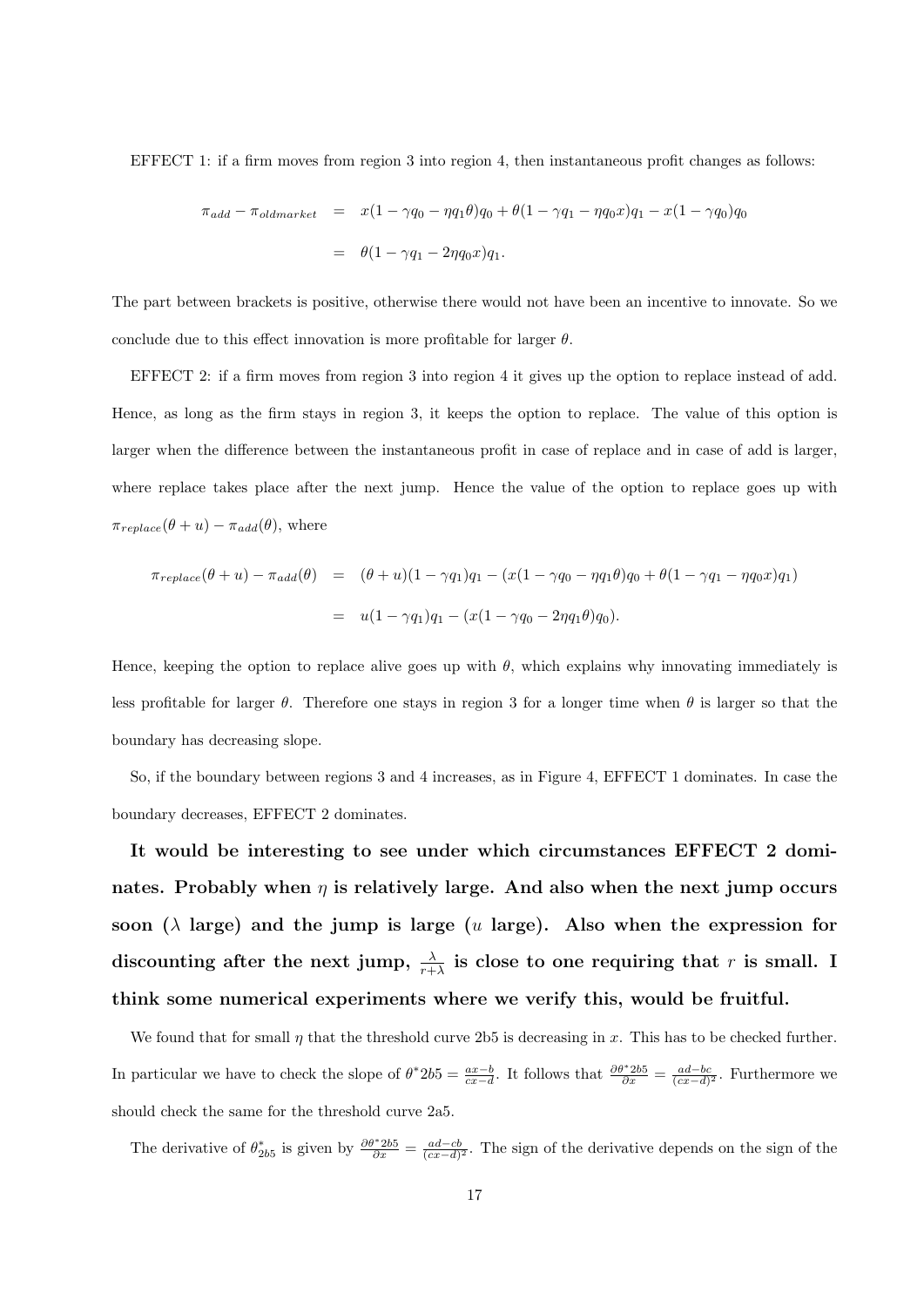EFFECT 1: if a firm moves from region 3 into region 4, then instantaneous profit changes as follows:

$$
\begin{aligned}
\pi_{add} - \pi_{oldmarket} &= x(1-\gamma q_0 - \eta q_1 \theta)q_0 + \theta(1-\gamma q_1 - \eta q_0 x)q_1 - x(1-\gamma q_0)q_0 \\
&= \theta(1-\gamma q_1 - 2\eta q_0 x)q_1.
\end{aligned}
$$

The part between brackets is positive, otherwise there would not have been an incentive to innovate. So we conclude due to this effect innovation is more profitable for larger $\theta$.

EFFECT 2: if a firm moves from region 3 into region 4 it gives up the option to replace instead of add. Hence, as long as the firm stays in region 3, it keeps the option to replace. The value of this option is larger when the difference between the instantaneous profit in case of replace and in case of add is larger, where replace takes place after the next jump. Hence the value of the option to replace goes up with $\pi_{replace}(\theta+u) - \pi_{add}(\theta)$, where

$$
\begin{aligned}
\pi_{replace}(\theta+u) - \pi_{add}(\theta) &= (\theta+u)(1-\gamma q_1)q_1 - (x(1-\gamma q_0 - \eta q_1 \theta)q_0 + \theta(1-\gamma q_1 - \eta q_0 x)q_1) \\
&= u(1-\gamma q_1)q_1 - (x(1-\gamma q_0 - 2\eta q_1 \theta)q_0).
\end{aligned}
$$

Hence, keeping the option to replace alive goes up with $\theta$, which explains why innovating immediately is less profitable for larger $\theta$. Therefore one stays in region 3 for a longer time when $\theta$ is larger so that the boundary has decreasing slope.

So, if the boundary between regions 3 and 4 increases, as in Figure 4, EFFECT 1 dominates. In case the boundary decreases, EFFECT 2 dominates.

**It would be interesting to see under which circumstances EFFECT 2 dominates. Probably when $\eta$ is relatively large. And also when the next jump occurs soon ($\lambda$ large) and the jump is large ($u$ large). Also when the expression for discounting after the next jump, $\frac{\lambda}{r+\lambda}$ is close to one requiring that $r$ is small. I think some numerical experiments where we verify this, would be fruitful.**

We found that for small $\eta$ that the threshold curve 2b5 is decreasing in $x$. This has to be checked further. In particular we have to check the slope of $\theta^*2b5 = \frac{ax-b}{cx-d}$. It follows that $\frac{\partial \theta^* 2b5}{\partial x} = \frac{ad-bc}{(cx-d)^2}$. Furthermore we should check the same for the threshold curve 2a5.

The derivative of $\theta^*_{2b5}$ is given by $\frac{\partial \theta^* 2b5}{\partial x} = \frac{ad-cb}{(cx-d)^2}$. The sign of the derivative depends on the sign of the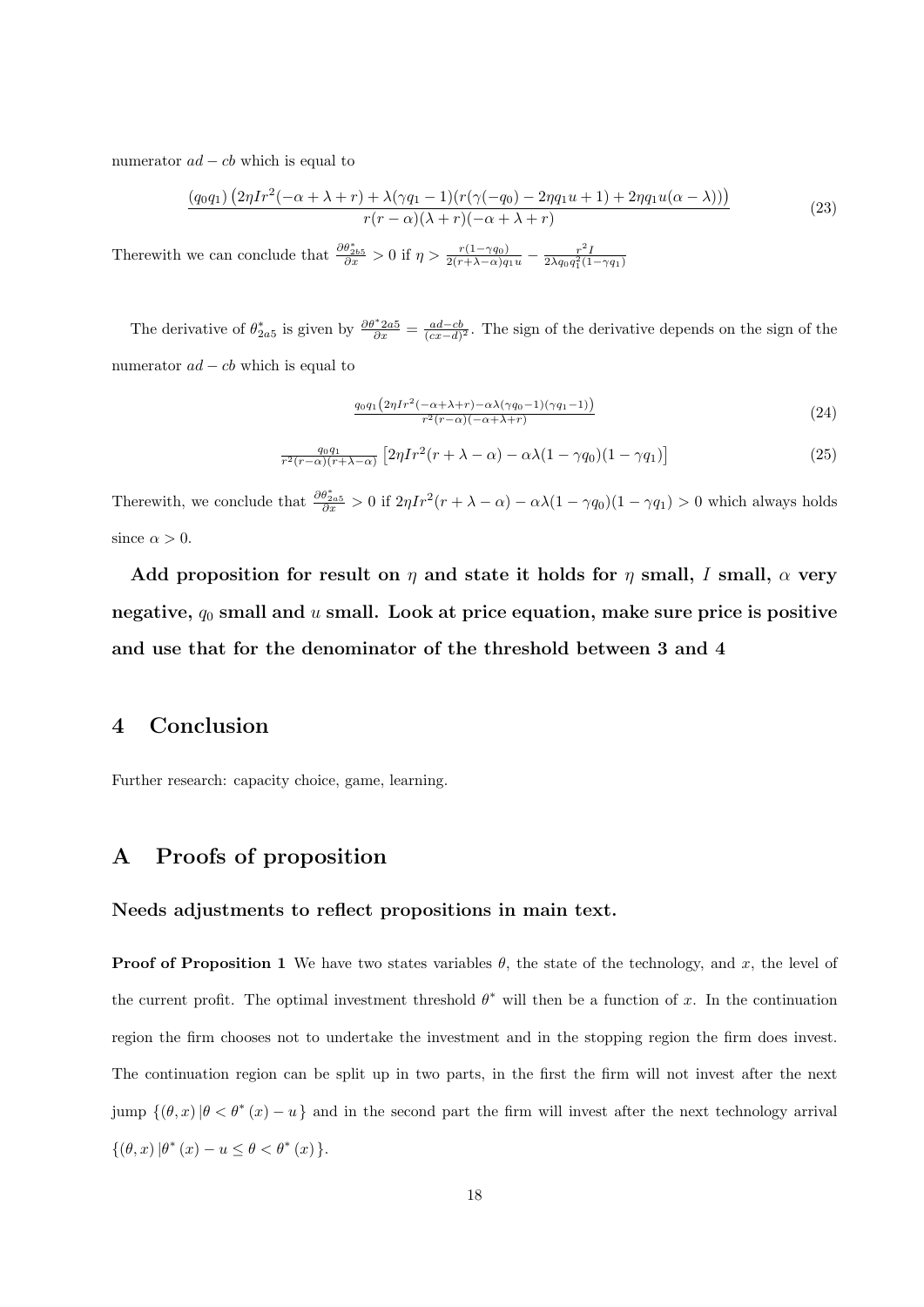numerator $ad - cb$ which is equal to

$$\frac{(q_0 q_1)\left(2\eta I r^2(-\alpha+\lambda+r)+\lambda(\gamma q_1-1)(r(\gamma(-q_0)-2\eta q_1 u+1)+2\eta q_1 u(\alpha-\lambda))\right)}{r(r-\alpha)(\lambda+r)(-\alpha+\lambda+r)} \tag{23}$$

Therewith we can conclude that $\frac{\partial \theta^*_{2b5}}{\partial x} > 0$ if $\eta > \frac{r(1-\gamma q_0)}{2(r+\lambda-\alpha)q_1 u} - \frac{r^2 I}{2\lambda q_0 q_1^2(1-\gamma q_1)}$

The derivative of $\theta^*_{2a5}$ is given by $\frac{\partial \theta^* 2a5}{\partial x} = \frac{ad-cb}{(cx-d)^2}$. The sign of the derivative depends on the sign of the numerator $ad - cb$ which is equal to

$$\frac{q_0 q_1\left(2\eta I r^2(-\alpha+\lambda+r)-\alpha\lambda(\gamma q_0-1)(\gamma q_1-1)\right)}{r^2(r-\alpha)(-\alpha+\lambda+r)} \tag{24}$$

$$\frac{q_0 q_1}{r^2(r-\alpha)(r+\lambda-\alpha)}\left[2\eta I r^2(r+\lambda-\alpha)-\alpha\lambda(1-\gamma q_0)(1-\gamma q_1)\right] \tag{25}$$

Therewith, we conclude that $\frac{\partial \theta^*_{2a5}}{\partial x} > 0$ if $2\eta I r^2(r+\lambda-\alpha)-\alpha\lambda(1-\gamma q_0)(1-\gamma q_1) > 0$ which always holds since $\alpha > 0$.

**Add proposition for result on $\eta$ and state it holds for $\eta$ small, $I$ small, $\alpha$ very negative, $q_0$ small and $u$ small. Look at price equation, make sure price is positive and use that for the denominator of the threshold between 3 and 4**

# 4 Conclusion

Further research: capacity choice, game, learning.

# A Proofs of proposition

### Needs adjustments to reflect propositions in main text.

**Proof of Proposition 1** We have two states variables $\theta$, the state of the technology, and $x$, the level of the current profit. The optimal investment threshold $\theta^*$ will then be a function of $x$. In the continuation region the firm chooses not to undertake the investment and in the stopping region the firm does invest. The continuation region can be split up in two parts, in the first the firm will not invest after the next jump $\{(\theta, x)\,|\theta < \theta^*(x) - u\}$ and in the second part the firm will invest after the next technology arrival $\{(\theta, x)\,|\theta^*(x) - u \leq \theta < \theta^*(x)\}$.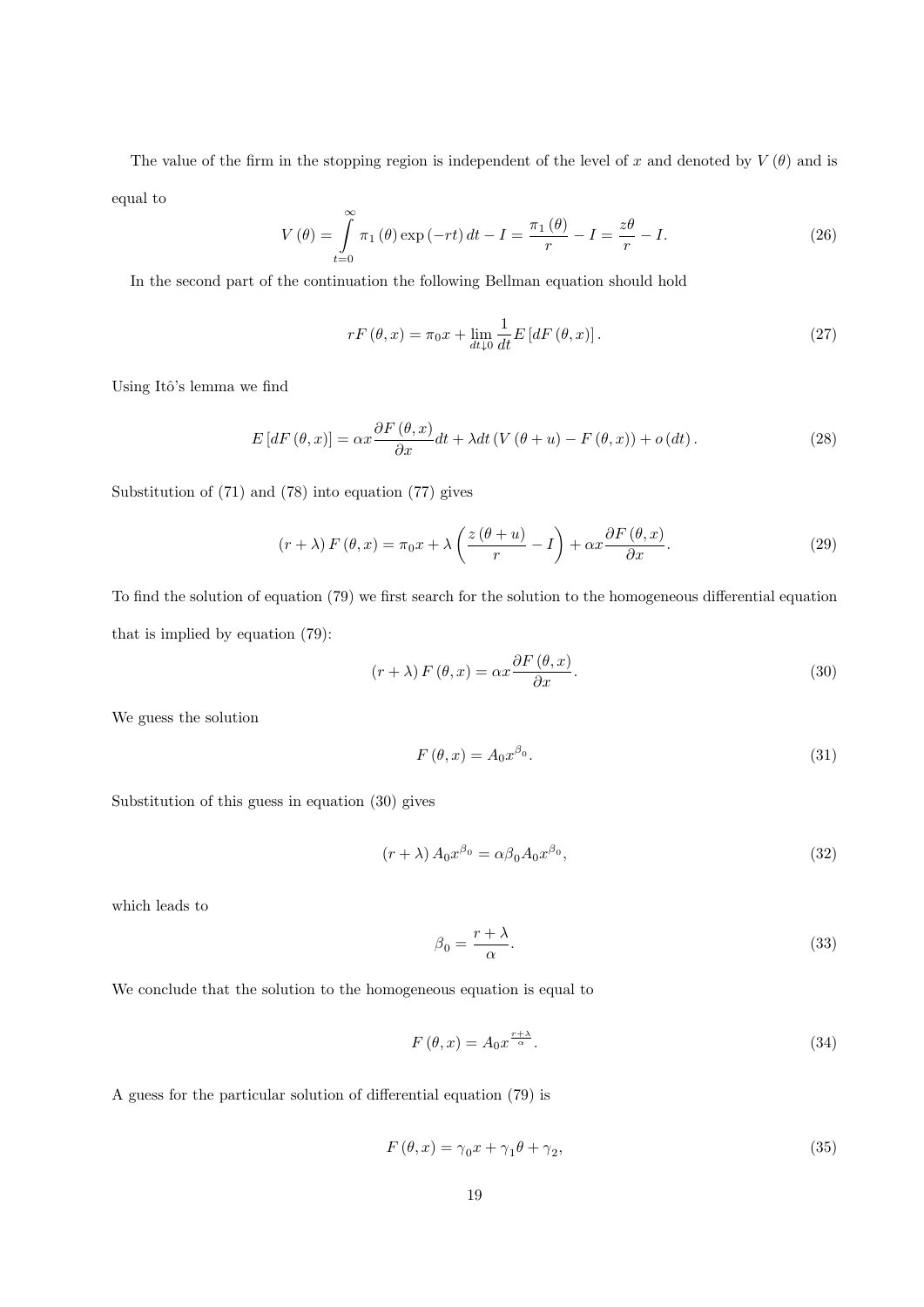The value of the firm in the stopping region is independent of the level of $x$ and denoted by $V(\theta)$ and is equal to

$$V(\theta) = \int_{t=0}^{\infty} \pi_1(\theta) \exp(-rt)\, dt - I = \frac{\pi_1(\theta)}{r} - I = \frac{z\theta}{r} - I. \tag{26}$$

In the second part of the continuation the following Bellman equation should hold

$$rF(\theta, x) = \pi_0 x + \lim_{dt \downarrow 0} \frac{1}{dt} E[dF(\theta, x)]. \tag{27}$$

Using Itô's lemma we find

$$E[dF(\theta, x)] = \alpha x \frac{\partial F(\theta, x)}{\partial x} dt + \lambda dt \left(V(\theta + u) - F(\theta, x)\right) + o(dt). \tag{28}$$

Substitution of (71) and (78) into equation (77) gives

$$(r + \lambda) F(\theta, x) = \pi_0 x + \lambda \left( \frac{z(\theta + u)}{r} - I \right) + \alpha x \frac{\partial F(\theta, x)}{\partial x}. \tag{29}$$

To find the solution of equation (79) we first search for the solution to the homogeneous differential equation that is implied by equation (79):

$$(r + \lambda) F(\theta, x) = \alpha x \frac{\partial F(\theta, x)}{\partial x}. \tag{30}$$

We guess the solution

$$F(\theta, x) = A_0 x^{\beta_0}. \tag{31}$$

Substitution of this guess in equation (30) gives

$$(r + \lambda) A_0 x^{\beta_0} = \alpha \beta_0 A_0 x^{\beta_0}, \tag{32}$$

which leads to

$$\beta_0 = \frac{r + \lambda}{\alpha}. \tag{33}$$

We conclude that the solution to the homogeneous equation is equal to

$$F(\theta, x) = A_0 x^{\frac{r+\lambda}{\alpha}}. \tag{34}$$

A guess for the particular solution of differential equation (79) is

$$F(\theta, x) = \gamma_0 x + \gamma_1 \theta + \gamma_2, \tag{35}$$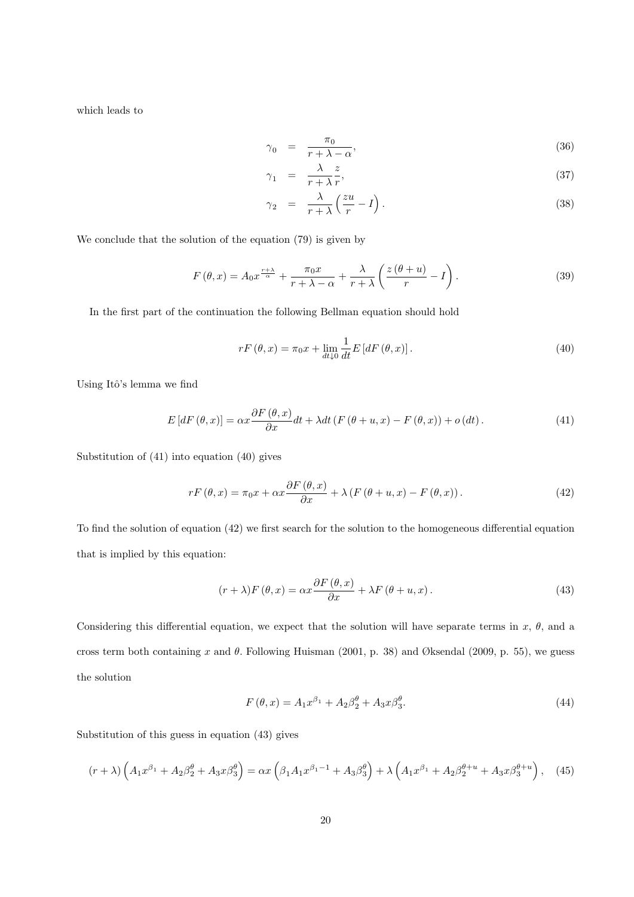which leads to

$$\gamma_0 = \frac{\pi_0}{r+\lambda-\alpha}, \tag{36}$$

$$\gamma_1 = \frac{\lambda}{r+\lambda}\frac{z}{r}, \tag{37}$$

$$\gamma_2 = \frac{\lambda}{r+\lambda}\left(\frac{zu}{r}-I\right). \tag{38}$$

We conclude that the solution of the equation (79) is given by

$$F(\theta, x) = A_0 x^{\frac{r+\lambda}{\alpha}} + \frac{\pi_0 x}{r+\lambda-\alpha} + \frac{\lambda}{r+\lambda}\left(\frac{z(\theta+u)}{r} - I\right). \tag{39}$$

In the first part of the continuation the following Bellman equation should hold

$$rF(\theta, x) = \pi_0 x + \lim_{dt \downarrow 0} \frac{1}{dt} E[dF(\theta, x)]. \tag{40}$$

Using Itô's lemma we find

$$E[dF(\theta, x)] = \alpha x \frac{\partial F(\theta, x)}{\partial x} dt + \lambda dt (F(\theta+u, x) - F(\theta, x)) + o(dt). \tag{41}$$

Substitution of (41) into equation (40) gives

$$rF(\theta, x) = \pi_0 x + \alpha x \frac{\partial F(\theta, x)}{\partial x} + \lambda (F(\theta+u, x) - F(\theta, x)). \tag{42}$$

To find the solution of equation (42) we first search for the solution to the homogeneous differential equation that is implied by this equation:

$$(r+\lambda) F(\theta, x) = \alpha x \frac{\partial F(\theta, x)}{\partial x} + \lambda F(\theta+u, x). \tag{43}$$

Considering this differential equation, we expect that the solution will have separate terms in $x$, $\theta$, and a cross term both containing $x$ and $\theta$. Following Huisman (2001, p. 38) and Øksendal (2009, p. 55), we guess the solution

$$F(\theta, x) = A_1 x^{\beta_1} + A_2 \beta_2^{\theta} + A_3 x \beta_3^{\theta}. \tag{44}$$

Substitution of this guess in equation (43) gives

$$(r+\lambda)\left(A_1 x^{\beta_1} + A_2 \beta_2^{\theta} + A_3 x \beta_3^{\theta}\right) = \alpha x \left(\beta_1 A_1 x^{\beta_1 - 1} + A_3 \beta_3^{\theta}\right) + \lambda \left(A_1 x^{\beta_1} + A_2 \beta_2^{\theta+u} + A_3 x \beta_3^{\theta+u}\right), \tag{45}$$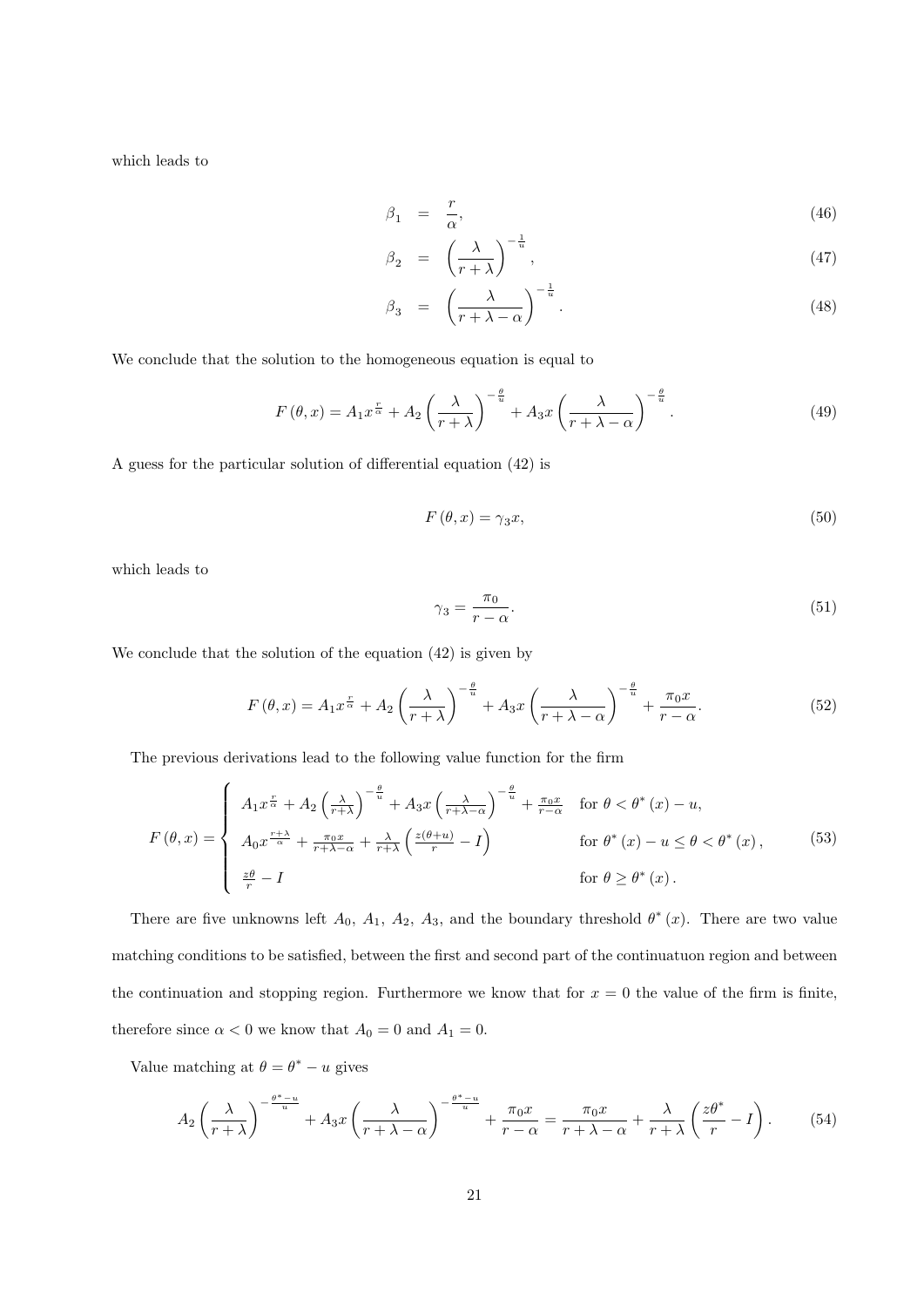which leads to

$$\beta_1 = \frac{r}{\alpha}, \tag{46}$$

$$\beta_2 = \left(\frac{\lambda}{r+\lambda}\right)^{-\frac{1}{u}}, \tag{47}$$

$$\beta_3 = \left(\frac{\lambda}{r+\lambda-\alpha}\right)^{-\frac{1}{u}}. \tag{48}$$

We conclude that the solution to the homogeneous equation is equal to

$$F(\theta, x) = A_1 x^{\frac{r}{\alpha}} + A_2 \left(\frac{\lambda}{r+\lambda}\right)^{-\frac{\theta}{u}} + A_3 x \left(\frac{\lambda}{r+\lambda-\alpha}\right)^{-\frac{\theta}{u}}. \tag{49}$$

A guess for the particular solution of differential equation (42) is

$$F(\theta, x) = \gamma_3 x, \tag{50}$$

which leads to

$$\gamma_3 = \frac{\pi_0}{r-\alpha}. \tag{51}$$

We conclude that the solution of the equation (42) is given by

$$F(\theta, x) = A_1 x^{\frac{r}{\alpha}} + A_2 \left(\frac{\lambda}{r+\lambda}\right)^{-\frac{\theta}{u}} + A_3 x \left(\frac{\lambda}{r+\lambda-\alpha}\right)^{-\frac{\theta}{u}} + \frac{\pi_0 x}{r-\alpha}. \tag{52}$$

The previous derivations lead to the following value function for the firm

$$F(\theta, x) = \begin{cases} A_1 x^{\frac{r}{\alpha}} + A_2 \left(\frac{\lambda}{r+\lambda}\right)^{-\frac{\theta}{u}} + A_3 x \left(\frac{\lambda}{r+\lambda-\alpha}\right)^{-\frac{\theta}{u}} + \frac{\pi_0 x}{r-\alpha} & \text{for } \theta < \theta^*(x) - u, \\ A_0 x^{\frac{r+\lambda}{\alpha}} + \frac{\pi_0 x}{r+\lambda-\alpha} + \frac{\lambda}{r+\lambda}\left(\frac{z(\theta+u)}{r} - I\right) & \text{for } \theta^*(x) - u \leq \theta < \theta^*(x), \\ \frac{z\theta}{r} - I & \text{for } \theta \geq \theta^*(x). \end{cases} \tag{53}$$

There are five unknowns left $A_0$, $A_1$, $A_2$, $A_3$, and the boundary threshold $\theta^*(x)$. There are two value matching conditions to be satisfied, between the first and second part of the continuatuon region and between the continuation and stopping region. Furthermore we know that for $x = 0$ the value of the firm is finite, therefore since $\alpha < 0$ we know that $A_0 = 0$ and $A_1 = 0$.

Value matching at $\theta = \theta^* - u$ gives

$$A_2 \left(\frac{\lambda}{r+\lambda}\right)^{-\frac{\theta^*-u}{u}} + A_3 x \left(\frac{\lambda}{r+\lambda-\alpha}\right)^{-\frac{\theta^*-u}{u}} + \frac{\pi_0 x}{r-\alpha} = \frac{\pi_0 x}{r+\lambda-\alpha} + \frac{\lambda}{r+\lambda}\left(\frac{z\theta^*}{r} - I\right). \tag{54}$$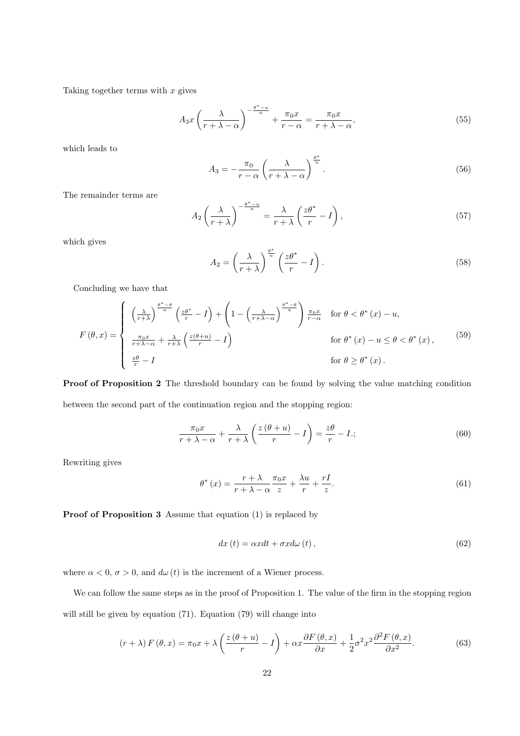Taking together terms with $x$ gives

$$A_3 x \left(\frac{\lambda}{r+\lambda-\alpha}\right)^{-\frac{\theta^*-u}{u}} + \frac{\pi_0 x}{r-\alpha} = \frac{\pi_0 x}{r+\lambda-\alpha}, \tag{55}$$

which leads to

$$A_3 = -\frac{\pi_0}{r-\alpha}\left(\frac{\lambda}{r+\lambda-\alpha}\right)^{\frac{\theta^*}{u}}. \tag{56}$$

The remainder terms are

$$A_2 \left(\frac{\lambda}{r+\lambda}\right)^{-\frac{\theta^*-u}{u}} = \frac{\lambda}{r+\lambda}\left(\frac{z\theta^*}{r} - I\right), \tag{57}$$

which gives

$$A_2 = \left(\frac{\lambda}{r+\lambda}\right)^{\frac{\theta^*}{u}}\left(\frac{z\theta^*}{r} - I\right). \tag{58}$$

Concluding we have that

$$F(\theta,x) = \begin{cases} \left(\frac{\lambda}{r+\lambda}\right)^{\frac{\theta^*-\theta}{u}}\left(\frac{z\theta^*}{r} - I\right) + \left(1 - \left(\frac{\lambda}{r+\lambda-\alpha}\right)^{\frac{\theta^*-\theta}{u}}\right)\frac{\pi_0 x}{r-\alpha} & \text{for } \theta < \theta^*(x) - u, \\ \frac{\pi_0 x}{r+\lambda-\alpha} + \frac{\lambda}{r+\lambda}\left(\frac{z(\theta+u)}{r} - I\right) & \text{for } \theta^*(x) - u \leq \theta < \theta^*(x), \\ \frac{z\theta}{r} - I & \text{for } \theta \geq \theta^*(x). \end{cases} \tag{59}$$

**Proof of Proposition 2** The threshold boundary can be found by solving the value matching condition between the second part of the continuation region and the stopping region:

$$\frac{\pi_0 x}{r+\lambda-\alpha} + \frac{\lambda}{r+\lambda}\left(\frac{z(\theta+u)}{r} - I\right) = \frac{z\theta}{r} - I.; \tag{60}$$

Rewriting gives

$$\theta^*(x) = \frac{r+\lambda}{r+\lambda-\alpha}\frac{\pi_0 x}{z} + \frac{\lambda u}{r} + \frac{rI}{z}. \tag{61}$$

**Proof of Proposition 3** Assume that equation (1) is replaced by

$$dx(t) = \alpha x dt + \sigma x d\omega(t), \tag{62}$$

where $\alpha < 0$, $\sigma > 0$, and $d\omega(t)$ is the increment of a Wiener process.

We can follow the same steps as in the proof of Proposition 1. The value of the firm in the stopping region will still be given by equation (71). Equation (79) will change into

$$(r+\lambda)F(\theta,x) = \pi_0 x + \lambda\left(\frac{z(\theta+u)}{r} - I\right) + \alpha x\frac{\partial F(\theta,x)}{\partial x} + \frac{1}{2}\sigma^2 x^2\frac{\partial^2 F(\theta,x)}{\partial x^2}. \tag{63}$$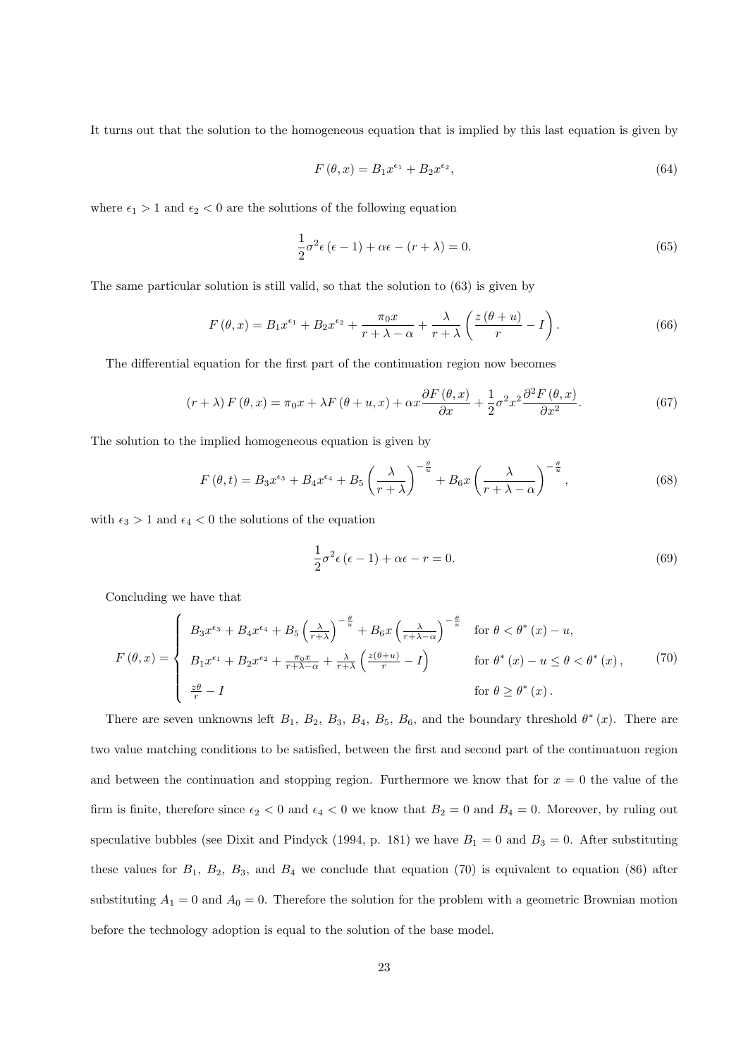It turns out that the solution to the homogeneous equation that is implied by this last equation is given by

$$F(\theta, x) = B_1 x^{\epsilon_1} + B_2 x^{\epsilon_2}, \tag{64}$$

where $\epsilon_1 > 1$ and $\epsilon_2 < 0$ are the solutions of the following equation

$$\frac{1}{2}\sigma^2 \epsilon(\epsilon - 1) + \alpha\epsilon - (r + \lambda) = 0. \tag{65}$$

The same particular solution is still valid, so that the solution to (63) is given by

$$F(\theta, x) = B_1 x^{\epsilon_1} + B_2 x^{\epsilon_2} + \frac{\pi_0 x}{r + \lambda - \alpha} + \frac{\lambda}{r + \lambda}\left(\frac{z(\theta + u)}{r} - I\right). \tag{66}$$

The differential equation for the first part of the continuation region now becomes

$$(r + \lambda) F(\theta, x) = \pi_0 x + \lambda F(\theta + u, x) + \alpha x \frac{\partial F(\theta, x)}{\partial x} + \frac{1}{2}\sigma^2 x^2 \frac{\partial^2 F(\theta, x)}{\partial x^2}. \tag{67}$$

The solution to the implied homogeneous equation is given by

$$F(\theta, t) = B_3 x^{\epsilon_3} + B_4 x^{\epsilon_4} + B_5 \left(\frac{\lambda}{r + \lambda}\right)^{-\frac{\theta}{u}} + B_6 x \left(\frac{\lambda}{r + \lambda - \alpha}\right)^{-\frac{\theta}{u}}, \tag{68}$$

with $\epsilon_3 > 1$ and $\epsilon_4 < 0$ the solutions of the equation

$$\frac{1}{2}\sigma^2 \epsilon(\epsilon - 1) + \alpha\epsilon - r = 0. \tag{69}$$

Concluding we have that

$$F(\theta, x) = \begin{cases} B_3 x^{\epsilon_3} + B_4 x^{\epsilon_4} + B_5 \left(\frac{\lambda}{r+\lambda}\right)^{-\frac{\theta}{u}} + B_6 x \left(\frac{\lambda}{r+\lambda-\alpha}\right)^{-\frac{\theta}{u}} & \text{for } \theta < \theta^*(x) - u, \\ B_1 x^{\epsilon_1} + B_2 x^{\epsilon_2} + \frac{\pi_0 x}{r+\lambda-\alpha} + \frac{\lambda}{r+\lambda}\left(\frac{z(\theta+u)}{r} - I\right) & \text{for } \theta^*(x) - u \leq \theta < \theta^*(x), \\ \frac{z\theta}{r} - I & \text{for } \theta \geq \theta^*(x). \end{cases} \tag{70}$$

There are seven unknowns left $B_1$, $B_2$, $B_3$, $B_4$, $B_5$, $B_6$, and the boundary threshold $\theta^*(x)$. There are two value matching conditions to be satisfied, between the first and second part of the continuatuon region and between the continuation and stopping region. Furthermore we know that for $x = 0$ the value of the firm is finite, therefore since $\epsilon_2 < 0$ and $\epsilon_4 < 0$ we know that $B_2 = 0$ and $B_4 = 0$. Moreover, by ruling out speculative bubbles (see Dixit and Pindyck (1994, p. 181) we have $B_1 = 0$ and $B_3 = 0$. After substituting these values for $B_1$, $B_2$, $B_3$, and $B_4$ we conclude that equation (70) is equivalent to equation (86) after substituting $A_1 = 0$ and $A_0 = 0$. Therefore the solution for the problem with a geometric Brownian motion before the technology adoption is equal to the solution of the base model.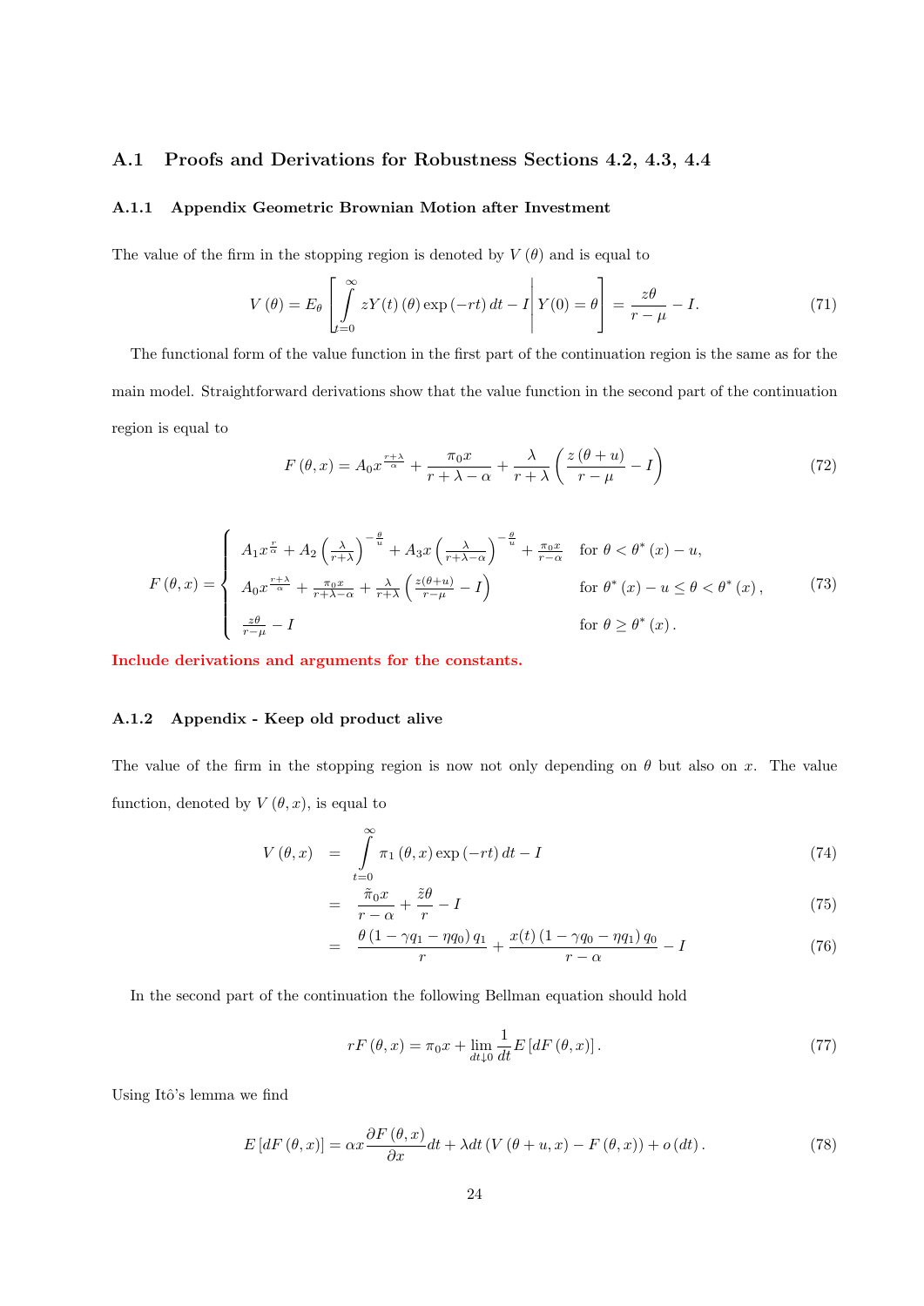## A.1 Proofs and Derivations for Robustness Sections 4.2, 4.3, 4.4

### A.1.1 Appendix Geometric Brownian Motion after Investment

The value of the firm in the stopping region is denoted by $V(\theta)$ and is equal to

$$V(\theta) = E_{\theta}\left[\int_{t=0}^{\infty} zY(t)(\theta)\exp(-rt)\,dt - I \,\middle|\, Y(0) = \theta\right] = \frac{z\theta}{r-\mu} - I. \tag{71}$$

The functional form of the value function in the first part of the continuation region is the same as for the main model. Straightforward derivations show that the value function in the second part of the continuation region is equal to

$$F(\theta, x) = A_0 x^{\frac{r+\lambda}{\alpha}} + \frac{\pi_0 x}{r+\lambda-\alpha} + \frac{\lambda}{r+\lambda}\left(\frac{z(\theta+u)}{r-\mu} - I\right) \tag{72}$$

$$F(\theta, x) = \begin{cases} A_1 x^{\frac{r}{\alpha}} + A_2\left(\frac{\lambda}{r+\lambda}\right)^{-\frac{\theta}{u}} + A_3 x\left(\frac{\lambda}{r+\lambda-\alpha}\right)^{-\frac{\theta}{u}} + \frac{\pi_0 x}{r-\alpha} & \text{for } \theta < \theta^*(x) - u, \\ A_0 x^{\frac{r+\lambda}{\alpha}} + \frac{\pi_0 x}{r+\lambda-\alpha} + \frac{\lambda}{r+\lambda}\left(\frac{z(\theta+u)}{r-\mu} - I\right) & \text{for } \theta^*(x) - u \leq \theta < \theta^*(x), \\ \frac{z\theta}{r-\mu} - I & \text{for } \theta \geq \theta^*(x). \end{cases} \tag{73}$$

**Include derivations and arguments for the constants.**

### A.1.2 Appendix - Keep old product alive

The value of the firm in the stopping region is now not only depending on $\theta$ but also on $x$. The value function, denoted by $V(\theta, x)$, is equal to

$$\begin{aligned} V(\theta, x) &= \int_{t=0}^{\infty} \pi_1(\theta, x)\exp(-rt)\,dt - I & (74)\\ &= \frac{\tilde{\pi}_0 x}{r-\alpha} + \frac{\tilde{z}\theta}{r} - I & (75)\\ &= \frac{\theta(1-\gamma q_1 - \eta q_0) q_1}{r} + \frac{x(t)(1-\gamma q_0 - \eta q_1) q_0}{r-\alpha} - I & (76) \end{aligned}$$

In the second part of the continuation the following Bellman equation should hold

$$rF(\theta, x) = \pi_0 x + \lim_{dt \downarrow 0} \frac{1}{dt} E[dF(\theta, x)]. \tag{77}$$

Using Itô's lemma we find

$$E[dF(\theta, x)] = \alpha x \frac{\partial F(\theta, x)}{\partial x} dt + \lambda dt\,(V(\theta+u, x) - F(\theta, x)) + o(dt). \tag{78}$$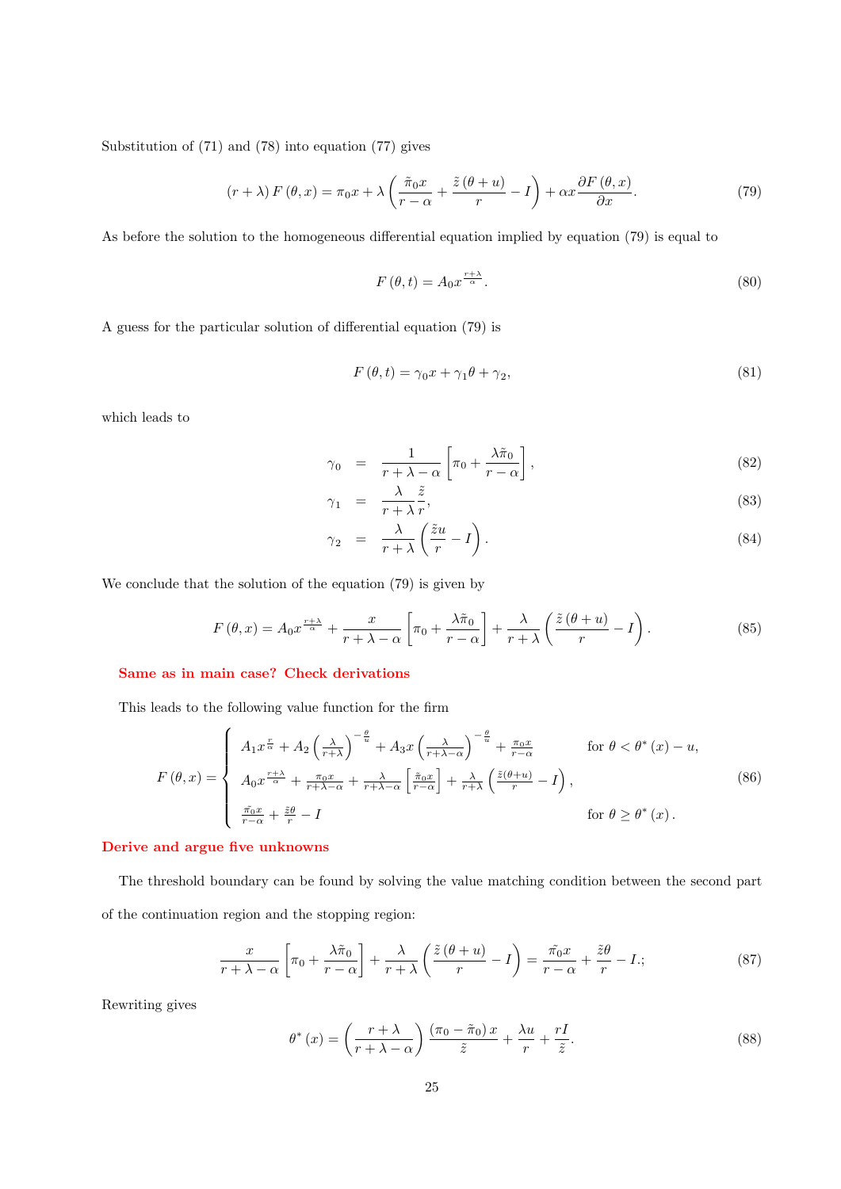Substitution of (71) and (78) into equation (77) gives

$$(r+\lambda)\,F(\theta,x)=\pi_0 x+\lambda\left(\frac{\tilde{\pi}_0 x}{r-\alpha}+\frac{\tilde{z}\,(\theta+u)}{r}-I\right)+\alpha x\frac{\partial F(\theta,x)}{\partial x}. \tag{79}$$

As before the solution to the homogeneous differential equation implied by equation (79) is equal to

$$F(\theta,t)=A_0 x^{\frac{r+\lambda}{\alpha}}. \tag{80}$$

A guess for the particular solution of differential equation (79) is

$$F(\theta,t)=\gamma_0 x+\gamma_1\theta+\gamma_2, \tag{81}$$

which leads to

$$\gamma_0 = \frac{1}{r+\lambda-\alpha}\left[\pi_0+\frac{\lambda\tilde{\pi}_0}{r-\alpha}\right], \tag{82}$$

$$\gamma_1 = \frac{\lambda}{r+\lambda}\frac{\tilde{z}}{r}, \tag{83}$$

$$\gamma_2 = \frac{\lambda}{r+\lambda}\left(\frac{\tilde{z}u}{r}-I\right). \tag{84}$$

We conclude that the solution of the equation (79) is given by

$$F(\theta,x)=A_0 x^{\frac{r+\lambda}{\alpha}}+\frac{x}{r+\lambda-\alpha}\left[\pi_0+\frac{\lambda\tilde{\pi}_0}{r-\alpha}\right]+\frac{\lambda}{r+\lambda}\left(\frac{\tilde{z}\,(\theta+u)}{r}-I\right). \tag{85}$$

**Same as in main case? Check derivations**

This leads to the following value function for the firm

$$F(\theta,x)=\begin{cases} A_1 x^{\frac{r}{\alpha}}+A_2\left(\frac{\lambda}{r+\lambda}\right)^{-\frac{\theta}{u}}+A_3 x\left(\frac{\lambda}{r+\lambda-\alpha}\right)^{-\frac{\theta}{u}}+\frac{\pi_0 x}{r-\alpha} & \text{for } \theta<\theta^*(x)-u,\\ A_0 x^{\frac{r+\lambda}{\alpha}}+\frac{\pi_0 x}{r+\lambda-\alpha}+\frac{\lambda}{r+\lambda-\alpha}\left[\frac{\tilde{\pi}_0 x}{r-\alpha}\right]+\frac{\lambda}{r+\lambda}\left(\frac{\tilde{z}(\theta+u)}{r}-I\right), & \\ \frac{\tilde{\pi}_0 x}{r-\alpha}+\frac{\tilde{z}\theta}{r}-I & \text{for } \theta\geq\theta^*(x). \end{cases} \tag{86}$$

**Derive and argue five unknowns**

The threshold boundary can be found by solving the value matching condition between the second part of the continuation region and the stopping region:

$$\frac{x}{r+\lambda-\alpha}\left[\pi_0+\frac{\lambda\tilde{\pi}_0}{r-\alpha}\right]+\frac{\lambda}{r+\lambda}\left(\frac{\tilde{z}\,(\theta+u)}{r}-I\right)=\frac{\tilde{\pi}_0 x}{r-\alpha}+\frac{\tilde{z}\theta}{r}-I.; \tag{87}$$

Rewriting gives

$$\theta^*(x)=\left(\frac{r+\lambda}{r+\lambda-\alpha}\right)\frac{(\pi_0-\tilde{\pi}_0)\,x}{\tilde{z}}+\frac{\lambda u}{r}+\frac{rI}{\tilde{z}}. \tag{88}$$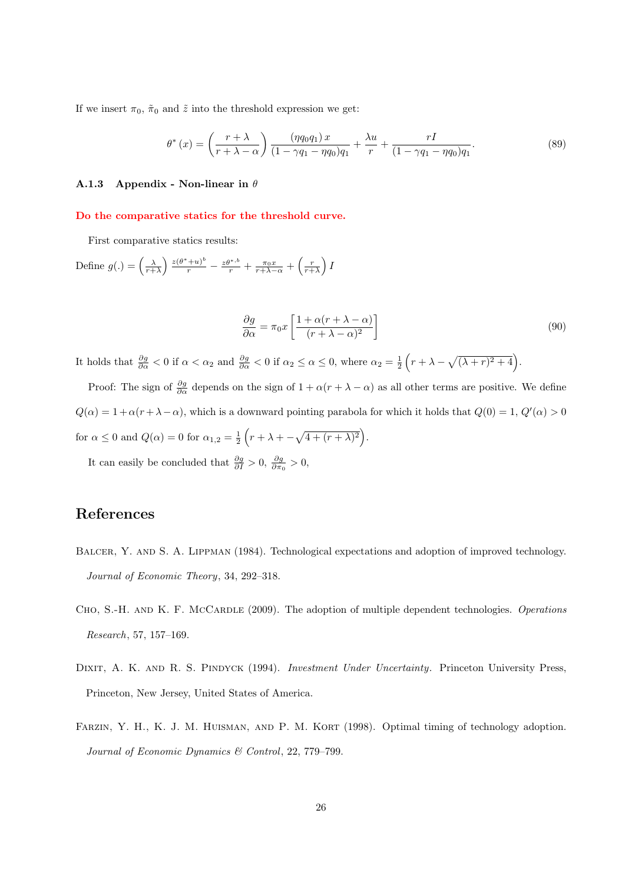If we insert $\pi_0$, $\tilde{\pi}_0$ and $\tilde{z}$ into the threshold expression we get:

$$\theta^*(x) = \left(\frac{r+\lambda}{r+\lambda-\alpha}\right)\frac{(\eta q_0 q_1)\,x}{(1-\gamma q_1-\eta q_0)q_1} + \frac{\lambda u}{r} + \frac{rI}{(1-\gamma q_1-\eta q_0)q_1}. \tag{89}$$

### A.1.3 Appendix - Non-linear in $\theta$

**Do the comparative statics for the threshold curve.**

First comparative statics results:

Define $g(.) = \left(\frac{\lambda}{r+\lambda}\right)\frac{z(\theta^*+u)^b}{r} - \frac{z\theta^{*,b}}{r} + \frac{\pi_0 x}{r+\lambda-\alpha} + \left(\frac{r}{r+\lambda}\right)I$

$$\frac{\partial g}{\partial \alpha} = \pi_0 x\left[\frac{1+\alpha(r+\lambda-\alpha)}{(r+\lambda-\alpha)^2}\right] \tag{90}$$

It holds that $\frac{\partial g}{\partial \alpha} < 0$ if $\alpha < \alpha_2$ and $\frac{\partial g}{\partial \alpha} < 0$ if $\alpha_2 \leq \alpha \leq 0$, where $\alpha_2 = \frac{1}{2}\left(r+\lambda-\sqrt{(\lambda+r)^2+4}\right)$.

Proof: The sign of $\frac{\partial g}{\partial \alpha}$ depends on the sign of $1+\alpha(r+\lambda-\alpha)$ as all other terms are positive. We define $Q(\alpha) = 1+\alpha(r+\lambda-\alpha)$, which is a downward pointing parabola for which it holds that $Q(0)=1$, $Q'(\alpha) > 0$ for $\alpha \leq 0$ and $Q(\alpha) = 0$ for $\alpha_{1,2} = \frac{1}{2}\left(r+\lambda+-\sqrt{4+(r+\lambda)^2}\right)$.

It can easily be concluded that $\frac{\partial g}{\partial I} > 0$, $\frac{\partial g}{\partial \pi_0} > 0$,

## References

Balcer, Y. and S. A. Lippman (1984). Technological expectations and adoption of improved technology. *Journal of Economic Theory*, 34, 292–318.

Cho, S.-H. and K. F. McCardle (2009). The adoption of multiple dependent technologies. *Operations Research*, 57, 157–169.

Dixit, A. K. and R. S. Pindyck (1994). *Investment Under Uncertainty*. Princeton University Press, Princeton, New Jersey, United States of America.

Farzin, Y. H., K. J. M. Huisman, and P. M. Kort (1998). Optimal timing of technology adoption. *Journal of Economic Dynamics & Control*, 22, 779–799.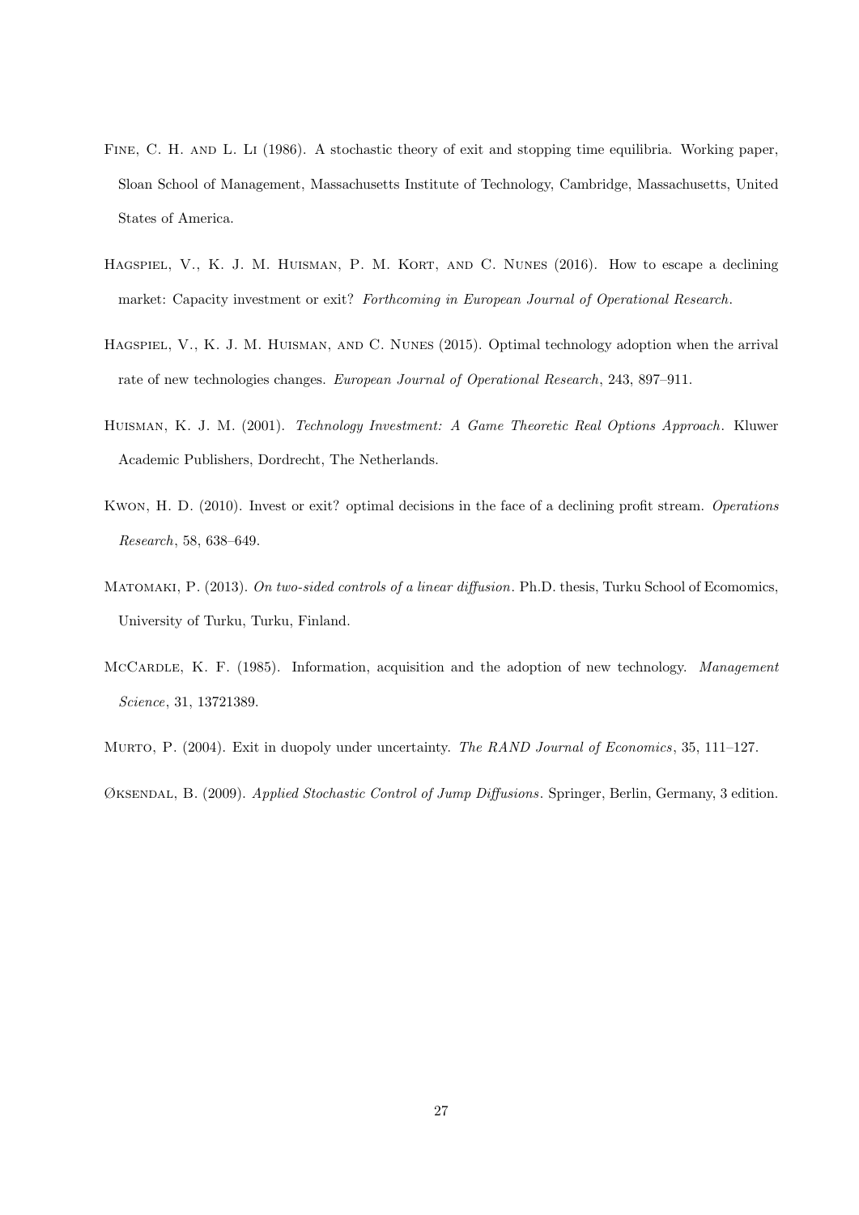Fine, C. H. and L. Li (1986). A stochastic theory of exit and stopping time equilibria. Working paper, Sloan School of Management, Massachusetts Institute of Technology, Cambridge, Massachusetts, United States of America.

Hagspiel, V., K. J. M. Huisman, P. M. Kort, and C. Nunes (2016). How to escape a declining market: Capacity investment or exit? *Forthcoming in European Journal of Operational Research*.

Hagspiel, V., K. J. M. Huisman, and C. Nunes (2015). Optimal technology adoption when the arrival rate of new technologies changes. *European Journal of Operational Research*, 243, 897–911.

Huisman, K. J. M. (2001). *Technology Investment: A Game Theoretic Real Options Approach*. Kluwer Academic Publishers, Dordrecht, The Netherlands.

Kwon, H. D. (2010). Invest or exit? optimal decisions in the face of a declining profit stream. *Operations Research*, 58, 638–649.

Matomaki, P. (2013). *On two-sided controls of a linear diffusion*. Ph.D. thesis, Turku School of Ecomomics, University of Turku, Turku, Finland.

McCardle, K. F. (1985). Information, acquisition and the adoption of new technology. *Management Science*, 31, 13721389.

Murto, P. (2004). Exit in duopoly under uncertainty. *The RAND Journal of Economics*, 35, 111–127.

Øksendal, B. (2009). *Applied Stochastic Control of Jump Diffusions*. Springer, Berlin, Germany, 3 edition.